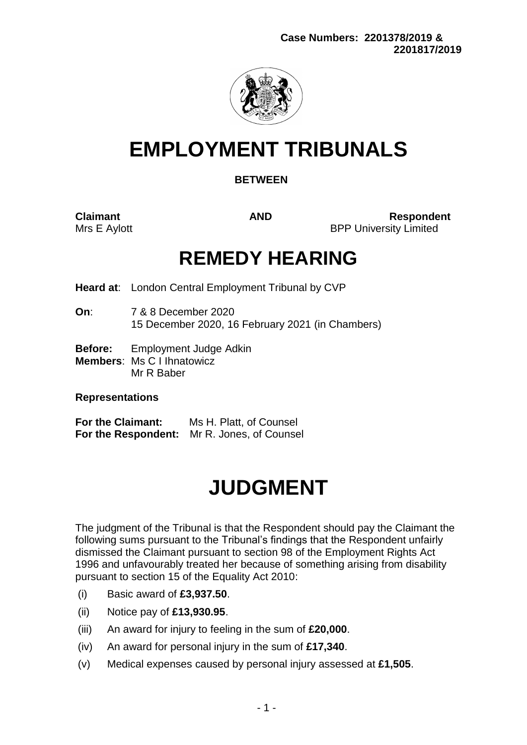**Case Numbers: 2201378/2019 &**
**2201817/2019**

# EMPLOYMENT TRIBUNALS

**BETWEEN**

| **Claimant** | **AND** | **Respondent** |
|---|---|---|
| Mrs E Aylott | | BPP University Limited |

# REMEDY HEARING

**Heard at**: London Central Employment Tribunal by CVP

**On**: 7 & 8 December 2020
15 December 2020, 16 February 2021 (in Chambers)

**Before:** Employment Judge Adkin
**Members**: Ms C I Ihnatowicz
Mr R Baber

**Representations**

**For the Claimant:** Ms H. Platt, of Counsel
**For the Respondent:** Mr R. Jones, of Counsel

# JUDGMENT

The judgment of the Tribunal is that the Respondent should pay the Claimant the following sums pursuant to the Tribunal's findings that the Respondent unfairly dismissed the Claimant pursuant to section 98 of the Employment Rights Act 1996 and unfavourably treated her because of something arising from disability pursuant to section 15 of the Equality Act 2010:

(i) Basic award of **£3,937.50**.

(ii) Notice pay of **£13,930.95**.

(iii) An award for injury to feeling in the sum of **£20,000**.

(iv) An award for personal injury in the sum of **£17,340**.

(v) Medical expenses caused by personal injury assessed at **£1,505**.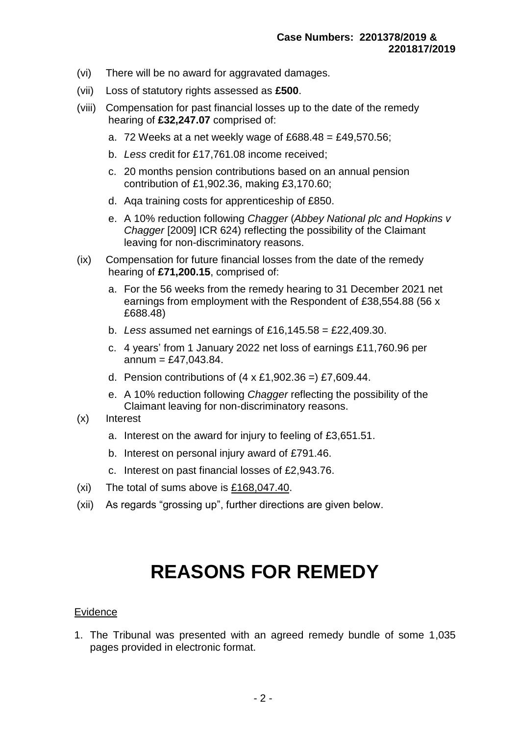(vi) There will be no award for aggravated damages.

(vii) Loss of statutory rights assessed as **£500**.

(viii) Compensation for past financial losses up to the date of the remedy hearing of **£32,247.07** comprised of:

   a. 72 Weeks at a net weekly wage of £688.48 = £49,570.56;

   b. *Less* credit for £17,761.08 income received;

   c. 20 months pension contributions based on an annual pension contribution of £1,902.36, making £3,170.60;

   d. Aqa training costs for apprenticeship of £850.

   e. A 10% reduction following *Chagger* (*Abbey National plc and Hopkins v Chagger* [2009] ICR 624) reflecting the possibility of the Claimant leaving for non-discriminatory reasons.

(ix) Compensation for future financial losses from the date of the remedy hearing of **£71,200.15**, comprised of:

   a. For the 56 weeks from the remedy hearing to 31 December 2021 net earnings from employment with the Respondent of £38,554.88 (56 x £688.48)

   b. *Less* assumed net earnings of £16,145.58 = £22,409.30.

   c. 4 years' from 1 January 2022 net loss of earnings £11,760.96 per annum = £47,043.84.

   d. Pension contributions of (4 x £1,902.36 =) £7,609.44.

   e. A 10% reduction following *Chagger* reflecting the possibility of the Claimant leaving for non-discriminatory reasons.

(x) Interest

   a. Interest on the award for injury to feeling of £3,651.51.

   b. Interest on personal injury award of £791.46.

   c. Interest on past financial losses of £2,943.76.

(xi) The total of sums above is <u>£168,047.40</u>.

(xii) As regards "grossing up", further directions are given below.

# REASONS FOR REMEDY

<u>Evidence</u>

1. The Tribunal was presented with an agreed remedy bundle of some 1,035 pages provided in electronic format.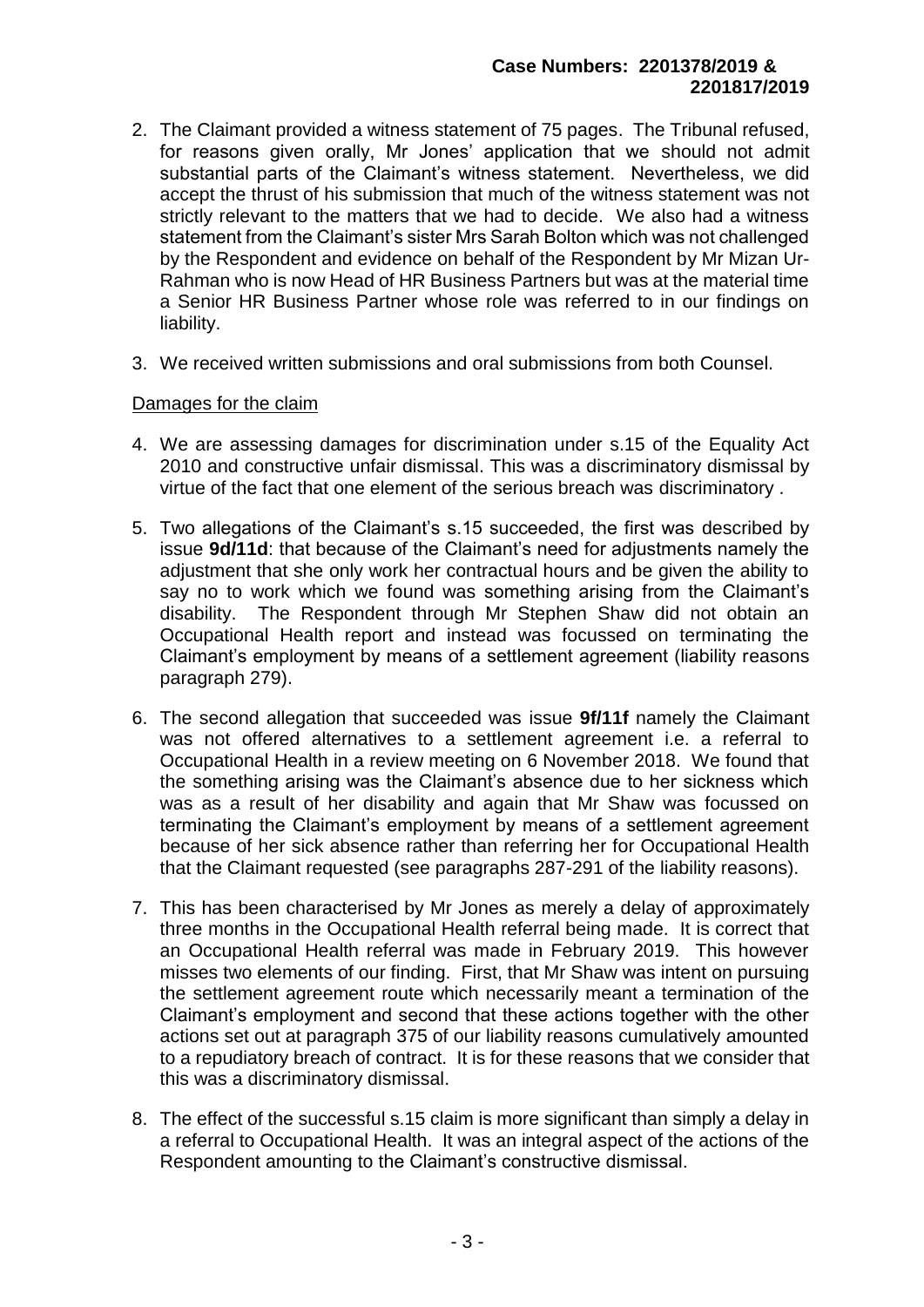2. The Claimant provided a witness statement of 75 pages. The Tribunal refused, for reasons given orally, Mr Jones' application that we should not admit substantial parts of the Claimant's witness statement. Nevertheless, we did accept the thrust of his submission that much of the witness statement was not strictly relevant to the matters that we had to decide. We also had a witness statement from the Claimant's sister Mrs Sarah Bolton which was not challenged by the Respondent and evidence on behalf of the Respondent by Mr Mizan Ur-Rahman who is now Head of HR Business Partners but was at the material time a Senior HR Business Partner whose role was referred to in our findings on liability.

3. We received written submissions and oral submissions from both Counsel.

<u>Damages for the claim</u>

4. We are assessing damages for discrimination under s.15 of the Equality Act 2010 and constructive unfair dismissal. This was a discriminatory dismissal by virtue of the fact that one element of the serious breach was discriminatory .

5. Two allegations of the Claimant's s.15 succeeded, the first was described by issue **9d/11d**: that because of the Claimant's need for adjustments namely the adjustment that she only work her contractual hours and be given the ability to say no to work which we found was something arising from the Claimant's disability. The Respondent through Mr Stephen Shaw did not obtain an Occupational Health report and instead was focussed on terminating the Claimant's employment by means of a settlement agreement (liability reasons paragraph 279).

6. The second allegation that succeeded was issue **9f/11f** namely the Claimant was not offered alternatives to a settlement agreement i.e. a referral to Occupational Health in a review meeting on 6 November 2018. We found that the something arising was the Claimant's absence due to her sickness which was as a result of her disability and again that Mr Shaw was focussed on terminating the Claimant's employment by means of a settlement agreement because of her sick absence rather than referring her for Occupational Health that the Claimant requested (see paragraphs 287-291 of the liability reasons).

7. This has been characterised by Mr Jones as merely a delay of approximately three months in the Occupational Health referral being made. It is correct that an Occupational Health referral was made in February 2019. This however misses two elements of our finding. First, that Mr Shaw was intent on pursuing the settlement agreement route which necessarily meant a termination of the Claimant's employment and second that these actions together with the other actions set out at paragraph 375 of our liability reasons cumulatively amounted to a repudiatory breach of contract. It is for these reasons that we consider that this was a discriminatory dismissal.

8. The effect of the successful s.15 claim is more significant than simply a delay in a referral to Occupational Health. It was an integral aspect of the actions of the Respondent amounting to the Claimant's constructive dismissal.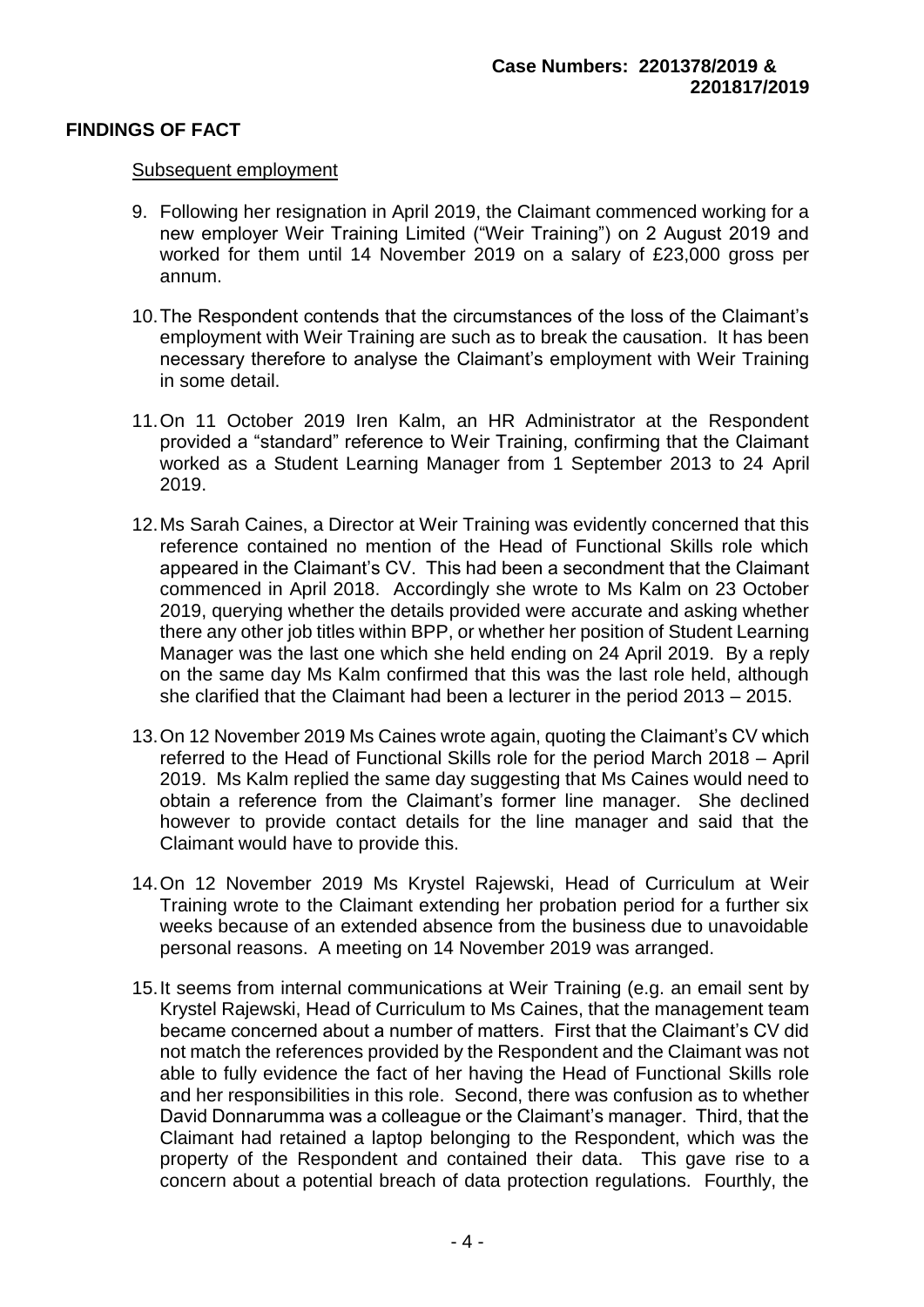## FINDINGS OF FACT

Subsequent employment

9. Following her resignation in April 2019, the Claimant commenced working for a new employer Weir Training Limited ("Weir Training") on 2 August 2019 and worked for them until 14 November 2019 on a salary of £23,000 gross per annum.

10. The Respondent contends that the circumstances of the loss of the Claimant's employment with Weir Training are such as to break the causation. It has been necessary therefore to analyse the Claimant's employment with Weir Training in some detail.

11. On 11 October 2019 Iren Kalm, an HR Administrator at the Respondent provided a "standard" reference to Weir Training, confirming that the Claimant worked as a Student Learning Manager from 1 September 2013 to 24 April 2019.

12. Ms Sarah Caines, a Director at Weir Training was evidently concerned that this reference contained no mention of the Head of Functional Skills role which appeared in the Claimant's CV. This had been a secondment that the Claimant commenced in April 2018. Accordingly she wrote to Ms Kalm on 23 October 2019, querying whether the details provided were accurate and asking whether there any other job titles within BPP, or whether her position of Student Learning Manager was the last one which she held ending on 24 April 2019. By a reply on the same day Ms Kalm confirmed that this was the last role held, although she clarified that the Claimant had been a lecturer in the period 2013 – 2015.

13. On 12 November 2019 Ms Caines wrote again, quoting the Claimant's CV which referred to the Head of Functional Skills role for the period March 2018 – April 2019. Ms Kalm replied the same day suggesting that Ms Caines would need to obtain a reference from the Claimant's former line manager. She declined however to provide contact details for the line manager and said that the Claimant would have to provide this.

14. On 12 November 2019 Ms Krystel Rajewski, Head of Curriculum at Weir Training wrote to the Claimant extending her probation period for a further six weeks because of an extended absence from the business due to unavoidable personal reasons. A meeting on 14 November 2019 was arranged.

15. It seems from internal communications at Weir Training (e.g. an email sent by Krystel Rajewski, Head of Curriculum to Ms Caines, that the management team became concerned about a number of matters. First that the Claimant's CV did not match the references provided by the Respondent and the Claimant was not able to fully evidence the fact of her having the Head of Functional Skills role and her responsibilities in this role. Second, there was confusion as to whether David Donnarumma was a colleague or the Claimant's manager. Third, that the Claimant had retained a laptop belonging to the Respondent, which was the property of the Respondent and contained their data. This gave rise to a concern about a potential breach of data protection regulations. Fourthly, the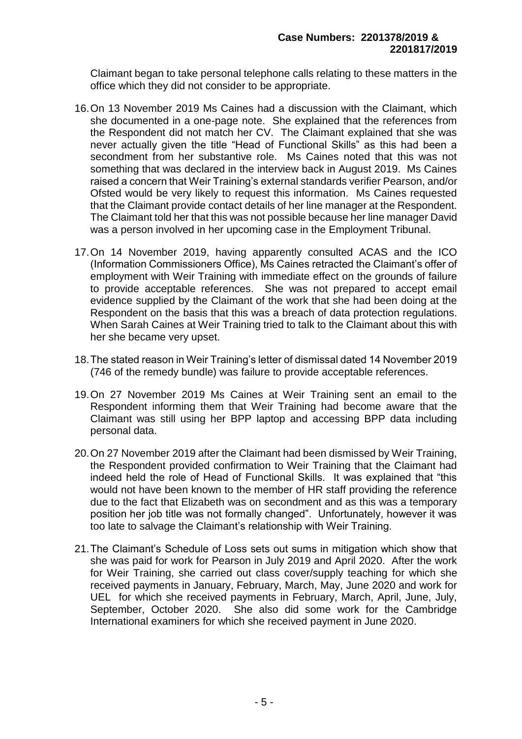Claimant began to take personal telephone calls relating to these matters in the office which they did not consider to be appropriate.

16. On 13 November 2019 Ms Caines had a discussion with the Claimant, which she documented in a one-page note. She explained that the references from the Respondent did not match her CV. The Claimant explained that she was never actually given the title "Head of Functional Skills" as this had been a secondment from her substantive role. Ms Caines noted that this was not something that was declared in the interview back in August 2019. Ms Caines raised a concern that Weir Training's external standards verifier Pearson, and/or Ofsted would be very likely to request this information. Ms Caines requested that the Claimant provide contact details of her line manager at the Respondent. The Claimant told her that this was not possible because her line manager David was a person involved in her upcoming case in the Employment Tribunal.

17. On 14 November 2019, having apparently consulted ACAS and the ICO (Information Commissioners Office), Ms Caines retracted the Claimant's offer of employment with Weir Training with immediate effect on the grounds of failure to provide acceptable references. She was not prepared to accept email evidence supplied by the Claimant of the work that she had been doing at the Respondent on the basis that this was a breach of data protection regulations. When Sarah Caines at Weir Training tried to talk to the Claimant about this with her she became very upset.

18. The stated reason in Weir Training's letter of dismissal dated 14 November 2019 (746 of the remedy bundle) was failure to provide acceptable references.

19. On 27 November 2019 Ms Caines at Weir Training sent an email to the Respondent informing them that Weir Training had become aware that the Claimant was still using her BPP laptop and accessing BPP data including personal data.

20. On 27 November 2019 after the Claimant had been dismissed by Weir Training, the Respondent provided confirmation to Weir Training that the Claimant had indeed held the role of Head of Functional Skills. It was explained that "this would not have been known to the member of HR staff providing the reference due to the fact that Elizabeth was on secondment and as this was a temporary position her job title was not formally changed". Unfortunately, however it was too late to salvage the Claimant's relationship with Weir Training.

21. The Claimant's Schedule of Loss sets out sums in mitigation which show that she was paid for work for Pearson in July 2019 and April 2020. After the work for Weir Training, she carried out class cover/supply teaching for which she received payments in January, February, March, May, June 2020 and work for UEL for which she received payments in February, March, April, June, July, September, October 2020. She also did some work for the Cambridge International examiners for which she received payment in June 2020.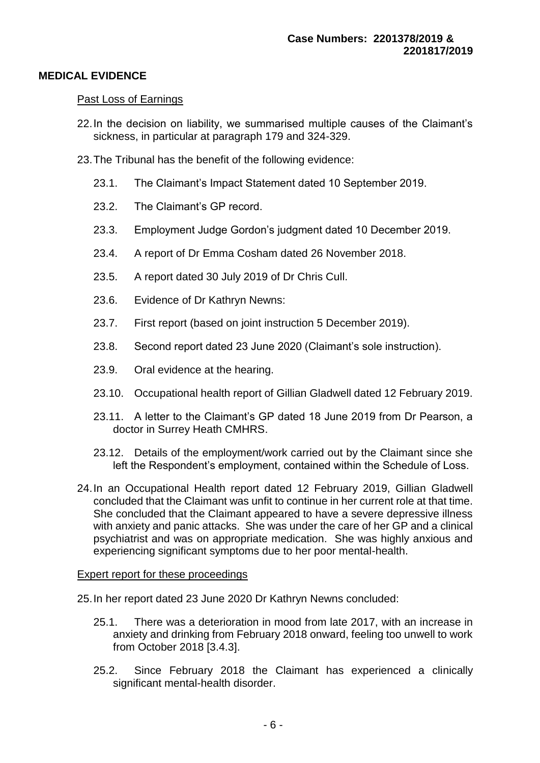## MEDICAL EVIDENCE

Past Loss of Earnings

22. In the decision on liability, we summarised multiple causes of the Claimant's sickness, in particular at paragraph 179 and 324-329.

23. The Tribunal has the benefit of the following evidence:

    23.1. The Claimant's Impact Statement dated 10 September 2019.

    23.2. The Claimant's GP record.

    23.3. Employment Judge Gordon's judgment dated 10 December 2019.

    23.4. A report of Dr Emma Cosham dated 26 November 2018.

    23.5. A report dated 30 July 2019 of Dr Chris Cull.

    23.6. Evidence of Dr Kathryn Newns:

    23.7. First report (based on joint instruction 5 December 2019).

    23.8. Second report dated 23 June 2020 (Claimant's sole instruction).

    23.9. Oral evidence at the hearing.

    23.10. Occupational health report of Gillian Gladwell dated 12 February 2019.

    23.11. A letter to the Claimant's GP dated 18 June 2019 from Dr Pearson, a doctor in Surrey Heath CMHRS.

    23.12. Details of the employment/work carried out by the Claimant since she left the Respondent's employment, contained within the Schedule of Loss.

24. In an Occupational Health report dated 12 February 2019, Gillian Gladwell concluded that the Claimant was unfit to continue in her current role at that time. She concluded that the Claimant appeared to have a severe depressive illness with anxiety and panic attacks. She was under the care of her GP and a clinical psychiatrist and was on appropriate medication. She was highly anxious and experiencing significant symptoms due to her poor mental-health.

Expert report for these proceedings

25. In her report dated 23 June 2020 Dr Kathryn Newns concluded:

    25.1. There was a deterioration in mood from late 2017, with an increase in anxiety and drinking from February 2018 onward, feeling too unwell to work from October 2018 [3.4.3].

    25.2. Since February 2018 the Claimant has experienced a clinically significant mental-health disorder.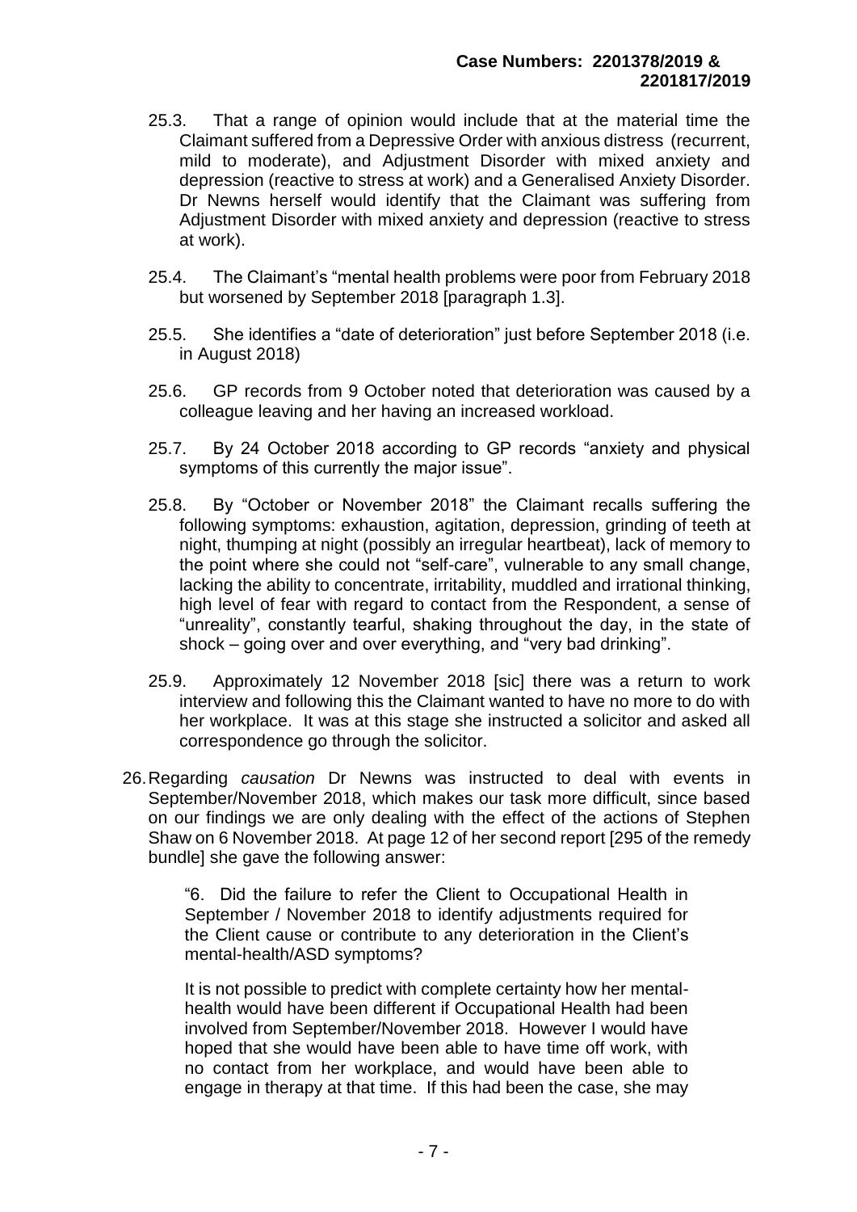25.3. That a range of opinion would include that at the material time the Claimant suffered from a Depressive Order with anxious distress (recurrent, mild to moderate), and Adjustment Disorder with mixed anxiety and depression (reactive to stress at work) and a Generalised Anxiety Disorder. Dr Newns herself would identify that the Claimant was suffering from Adjustment Disorder with mixed anxiety and depression (reactive to stress at work).

25.4. The Claimant's "mental health problems were poor from February 2018 but worsened by September 2018 [paragraph 1.3].

25.5. She identifies a "date of deterioration" just before September 2018 (i.e. in August 2018)

25.6. GP records from 9 October noted that deterioration was caused by a colleague leaving and her having an increased workload.

25.7. By 24 October 2018 according to GP records "anxiety and physical symptoms of this currently the major issue".

25.8. By "October or November 2018" the Claimant recalls suffering the following symptoms: exhaustion, agitation, depression, grinding of teeth at night, thumping at night (possibly an irregular heartbeat), lack of memory to the point where she could not "self-care", vulnerable to any small change, lacking the ability to concentrate, irritability, muddled and irrational thinking, high level of fear with regard to contact from the Respondent, a sense of "unreality", constantly tearful, shaking throughout the day, in the state of shock – going over and over everything, and "very bad drinking".

25.9. Approximately 12 November 2018 [sic] there was a return to work interview and following this the Claimant wanted to have no more to do with her workplace. It was at this stage she instructed a solicitor and asked all correspondence go through the solicitor.

26. Regarding *causation* Dr Newns was instructed to deal with events in September/November 2018, which makes our task more difficult, since based on our findings we are only dealing with the effect of the actions of Stephen Shaw on 6 November 2018. At page 12 of her second report [295 of the remedy bundle] she gave the following answer:

> "6. Did the failure to refer the Client to Occupational Health in September / November 2018 to identify adjustments required for the Client cause or contribute to any deterioration in the Client's mental-health/ASD symptoms?
>
> It is not possible to predict with complete certainty how her mental-health would have been different if Occupational Health had been involved from September/November 2018. However I would have hoped that she would have been able to have time off work, with no contact from her workplace, and would have been able to engage in therapy at that time. If this had been the case, she may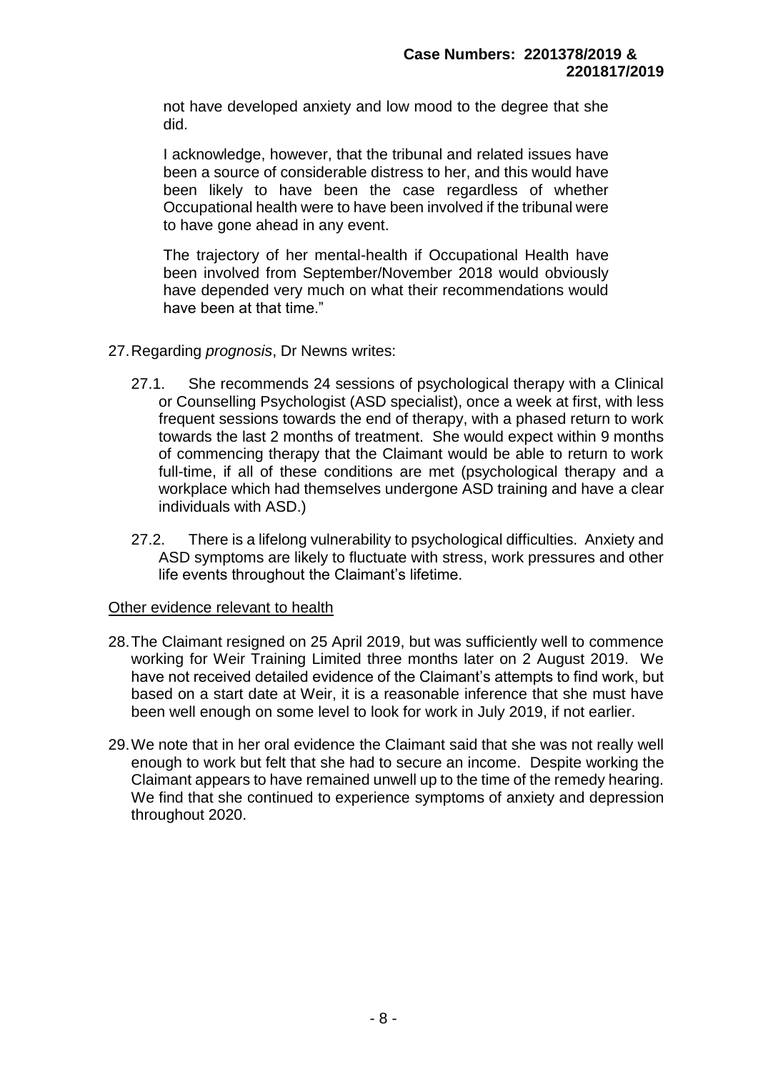not have developed anxiety and low mood to the degree that she did.

I acknowledge, however, that the tribunal and related issues have been a source of considerable distress to her, and this would have been likely to have been the case regardless of whether Occupational health were to have been involved if the tribunal were to have gone ahead in any event.

The trajectory of her mental-health if Occupational Health have been involved from September/November 2018 would obviously have depended very much on what their recommendations would have been at that time."

27. Regarding *prognosis*, Dr Newns writes:

27.1. She recommends 24 sessions of psychological therapy with a Clinical or Counselling Psychologist (ASD specialist), once a week at first, with less frequent sessions towards the end of therapy, with a phased return to work towards the last 2 months of treatment. She would expect within 9 months of commencing therapy that the Claimant would be able to return to work full-time, if all of these conditions are met (psychological therapy and a workplace which had themselves undergone ASD training and have a clear individuals with ASD.)

27.2. There is a lifelong vulnerability to psychological difficulties. Anxiety and ASD symptoms are likely to fluctuate with stress, work pressures and other life events throughout the Claimant's lifetime.

<u>Other evidence relevant to health</u>

28. The Claimant resigned on 25 April 2019, but was sufficiently well to commence working for Weir Training Limited three months later on 2 August 2019. We have not received detailed evidence of the Claimant's attempts to find work, but based on a start date at Weir, it is a reasonable inference that she must have been well enough on some level to look for work in July 2019, if not earlier.

29. We note that in her oral evidence the Claimant said that she was not really well enough to work but felt that she had to secure an income. Despite working the Claimant appears to have remained unwell up to the time of the remedy hearing. We find that she continued to experience symptoms of anxiety and depression throughout 2020.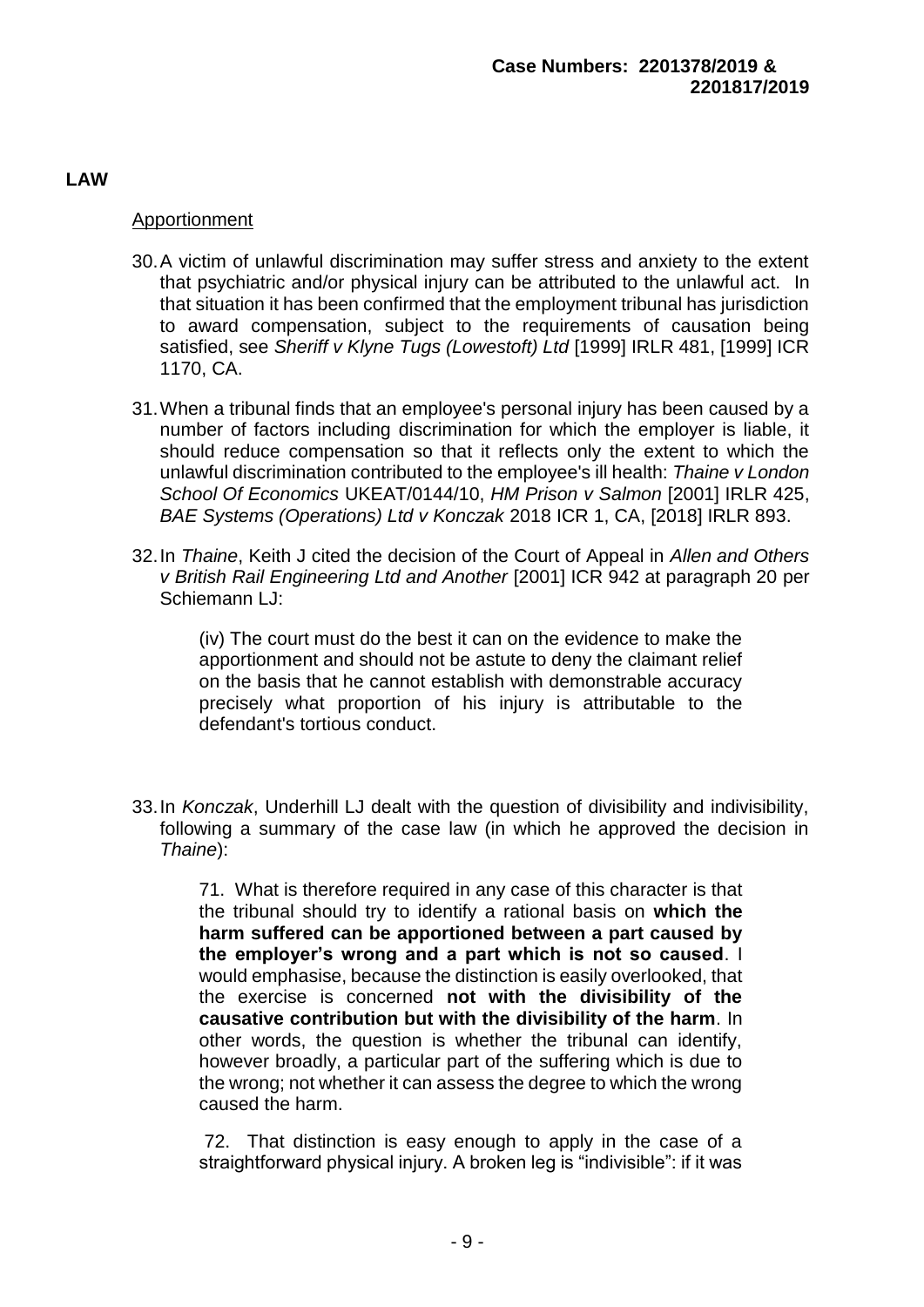## LAW

<u>Apportionment</u>

30. A victim of unlawful discrimination may suffer stress and anxiety to the extent that psychiatric and/or physical injury can be attributed to the unlawful act. In that situation it has been confirmed that the employment tribunal has jurisdiction to award compensation, subject to the requirements of causation being satisfied, see *Sheriff v Klyne Tugs (Lowestoft) Ltd* [1999] IRLR 481, [1999] ICR 1170, CA.

31. When a tribunal finds that an employee's personal injury has been caused by a number of factors including discrimination for which the employer is liable, it should reduce compensation so that it reflects only the extent to which the unlawful discrimination contributed to the employee's ill health: *Thaine v London School Of Economics* UKEAT/0144/10, *HM Prison v Salmon* [2001] IRLR 425, *BAE Systems (Operations) Ltd v Konczak* 2018 ICR 1, CA, [2018] IRLR 893.

32. In *Thaine*, Keith J cited the decision of the Court of Appeal in *Allen and Others v British Rail Engineering Ltd and Another* [2001] ICR 942 at paragraph 20 per Schiemann LJ:

> (iv) The court must do the best it can on the evidence to make the apportionment and should not be astute to deny the claimant relief on the basis that he cannot establish with demonstrable accuracy precisely what proportion of his injury is attributable to the defendant's tortious conduct.

33. In *Konczak*, Underhill LJ dealt with the question of divisibility and indivisibility, following a summary of the case law (in which he approved the decision in *Thaine*):

> 71. What is therefore required in any case of this character is that the tribunal should try to identify a rational basis on **which the harm suffered can be apportioned between a part caused by the employer's wrong and a part which is not so caused**. I would emphasise, because the distinction is easily overlooked, that the exercise is concerned **not with the divisibility of the causative contribution but with the divisibility of the harm**. In other words, the question is whether the tribunal can identify, however broadly, a particular part of the suffering which is due to the wrong; not whether it can assess the degree to which the wrong caused the harm.
>
> 72. That distinction is easy enough to apply in the case of a straightforward physical injury. A broken leg is "indivisible": if it was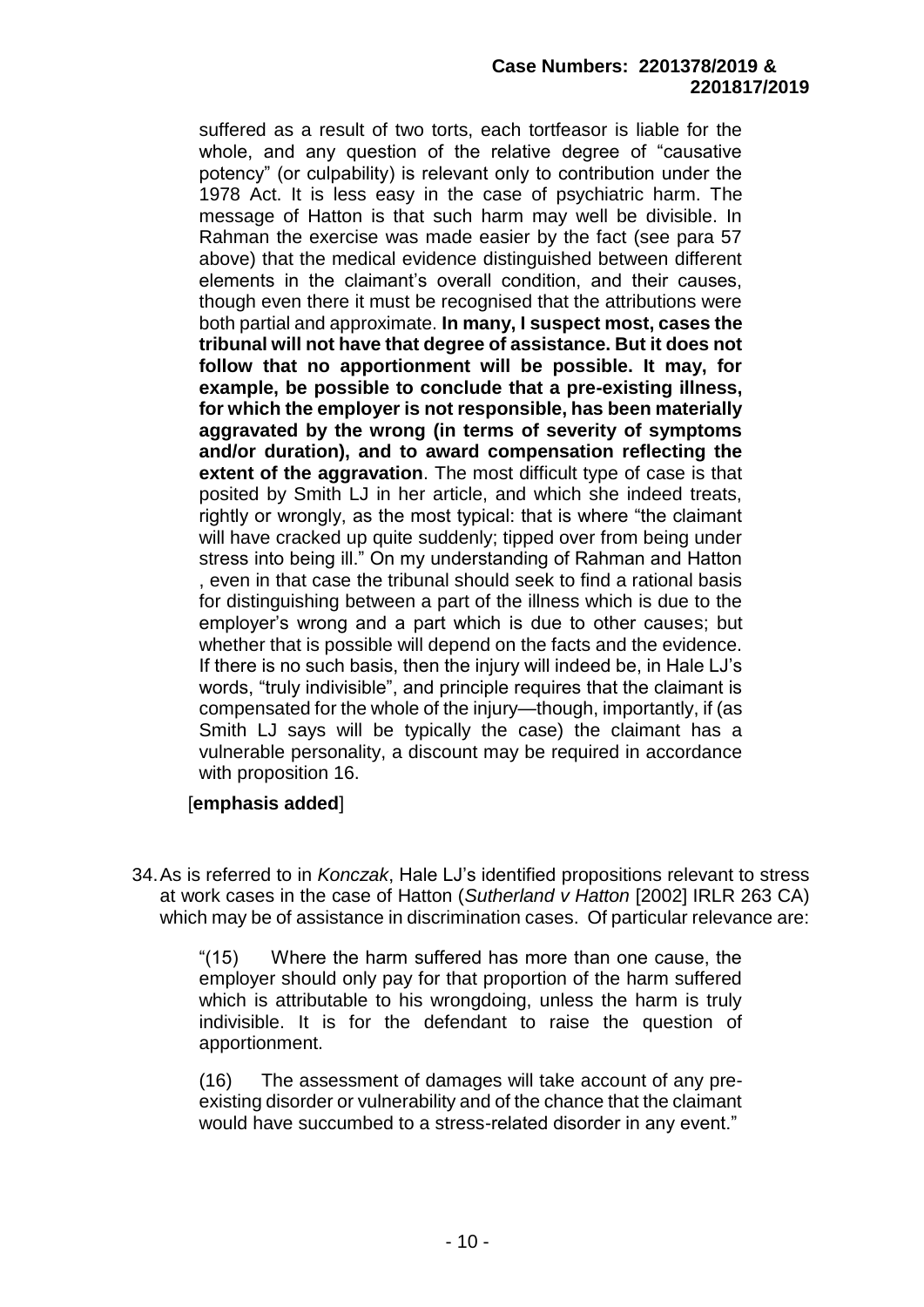> suffered as a result of two torts, each tortfeasor is liable for the whole, and any question of the relative degree of "causative potency" (or culpability) is relevant only to contribution under the 1978 Act. It is less easy in the case of psychiatric harm. The message of Hatton is that such harm may well be divisible. In Rahman the exercise was made easier by the fact (see para 57 above) that the medical evidence distinguished between different elements in the claimant's overall condition, and their causes, though even there it must be recognised that the attributions were both partial and approximate. **In many, I suspect most, cases the tribunal will not have that degree of assistance. But it does not follow that no apportionment will be possible. It may, for example, be possible to conclude that a pre-existing illness, for which the employer is not responsible, has been materially aggravated by the wrong (in terms of severity of symptoms and/or duration), and to award compensation reflecting the extent of the aggravation**. The most difficult type of case is that posited by Smith LJ in her article, and which she indeed treats, rightly or wrongly, as the most typical: that is where "the claimant will have cracked up quite suddenly; tipped over from being under stress into being ill." On my understanding of Rahman and Hatton , even in that case the tribunal should seek to find a rational basis for distinguishing between a part of the illness which is due to the employer's wrong and a part which is due to other causes; but whether that is possible will depend on the facts and the evidence. If there is no such basis, then the injury will indeed be, in Hale LJ's words, "truly indivisible", and principle requires that the claimant is compensated for the whole of the injury—though, importantly, if (as Smith LJ says will be typically the case) the claimant has a vulnerable personality, a discount may be required in accordance with proposition 16.
>
> [**emphasis added**]

34. As is referred to in *Konczak*, Hale LJ's identified propositions relevant to stress at work cases in the case of Hatton (*Sutherland v Hatton* [2002] IRLR 263 CA) which may be of assistance in discrimination cases. Of particular relevance are:

> "(15) Where the harm suffered has more than one cause, the employer should only pay for that proportion of the harm suffered which is attributable to his wrongdoing, unless the harm is truly indivisible. It is for the defendant to raise the question of apportionment.
>
> (16) The assessment of damages will take account of any pre-existing disorder or vulnerability and of the chance that the claimant would have succumbed to a stress-related disorder in any event."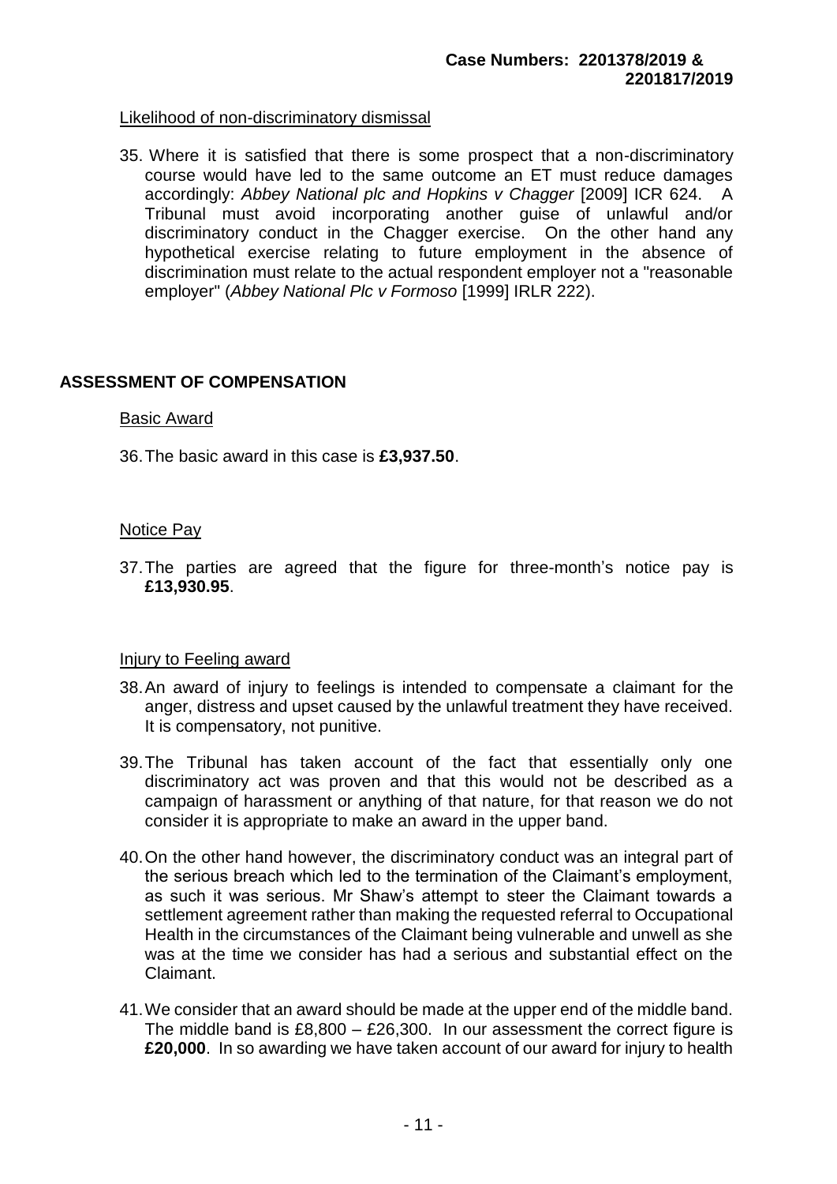Likelihood of non-discriminatory dismissal

35. Where it is satisfied that there is some prospect that a non-discriminatory course would have led to the same outcome an ET must reduce damages accordingly: *Abbey National plc and Hopkins v Chagger* [2009] ICR 624. A Tribunal must avoid incorporating another guise of unlawful and/or discriminatory conduct in the Chagger exercise. On the other hand any hypothetical exercise relating to future employment in the absence of discrimination must relate to the actual respondent employer not a "reasonable employer" (*Abbey National Plc v Formoso* [1999] IRLR 222).

## ASSESSMENT OF COMPENSATION

Basic Award

36. The basic award in this case is **£3,937.50**.

Notice Pay

37. The parties are agreed that the figure for three-month's notice pay is **£13,930.95**.

Injury to Feeling award

38. An award of injury to feelings is intended to compensate a claimant for the anger, distress and upset caused by the unlawful treatment they have received. It is compensatory, not punitive.

39. The Tribunal has taken account of the fact that essentially only one discriminatory act was proven and that this would not be described as a campaign of harassment or anything of that nature, for that reason we do not consider it is appropriate to make an award in the upper band.

40. On the other hand however, the discriminatory conduct was an integral part of the serious breach which led to the termination of the Claimant's employment, as such it was serious. Mr Shaw's attempt to steer the Claimant towards a settlement agreement rather than making the requested referral to Occupational Health in the circumstances of the Claimant being vulnerable and unwell as she was at the time we consider has had a serious and substantial effect on the Claimant.

41. We consider that an award should be made at the upper end of the middle band. The middle band is £8,800 – £26,300. In our assessment the correct figure is **£20,000**. In so awarding we have taken account of our award for injury to health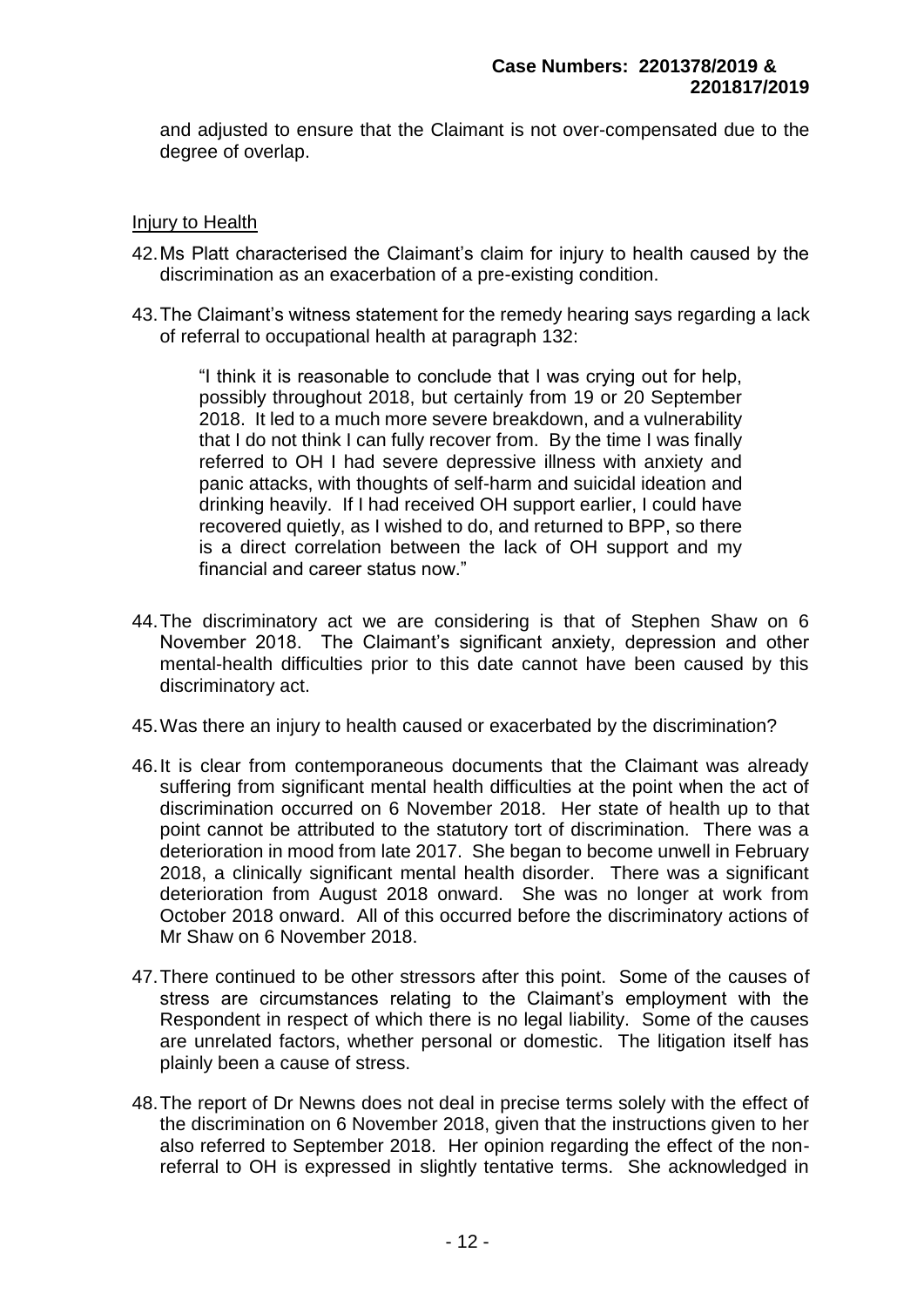and adjusted to ensure that the Claimant is not over-compensated due to the degree of overlap.

<u>Injury to Health</u>

42. Ms Platt characterised the Claimant's claim for injury to health caused by the discrimination as an exacerbation of a pre-existing condition.

43. The Claimant's witness statement for the remedy hearing says regarding a lack of referral to occupational health at paragraph 132:

> "I think it is reasonable to conclude that I was crying out for help, possibly throughout 2018, but certainly from 19 or 20 September 2018. It led to a much more severe breakdown, and a vulnerability that I do not think I can fully recover from. By the time I was finally referred to OH I had severe depressive illness with anxiety and panic attacks, with thoughts of self-harm and suicidal ideation and drinking heavily. If I had received OH support earlier, I could have recovered quietly, as I wished to do, and returned to BPP, so there is a direct correlation between the lack of OH support and my financial and career status now."

44. The discriminatory act we are considering is that of Stephen Shaw on 6 November 2018. The Claimant's significant anxiety, depression and other mental-health difficulties prior to this date cannot have been caused by this discriminatory act.

45. Was there an injury to health caused or exacerbated by the discrimination?

46. It is clear from contemporaneous documents that the Claimant was already suffering from significant mental health difficulties at the point when the act of discrimination occurred on 6 November 2018. Her state of health up to that point cannot be attributed to the statutory tort of discrimination. There was a deterioration in mood from late 2017. She began to become unwell in February 2018, a clinically significant mental health disorder. There was a significant deterioration from August 2018 onward. She was no longer at work from October 2018 onward. All of this occurred before the discriminatory actions of Mr Shaw on 6 November 2018.

47. There continued to be other stressors after this point. Some of the causes of stress are circumstances relating to the Claimant's employment with the Respondent in respect of which there is no legal liability. Some of the causes are unrelated factors, whether personal or domestic. The litigation itself has plainly been a cause of stress.

48. The report of Dr Newns does not deal in precise terms solely with the effect of the discrimination on 6 November 2018, given that the instructions given to her also referred to September 2018. Her opinion regarding the effect of the non-referral to OH is expressed in slightly tentative terms. She acknowledged in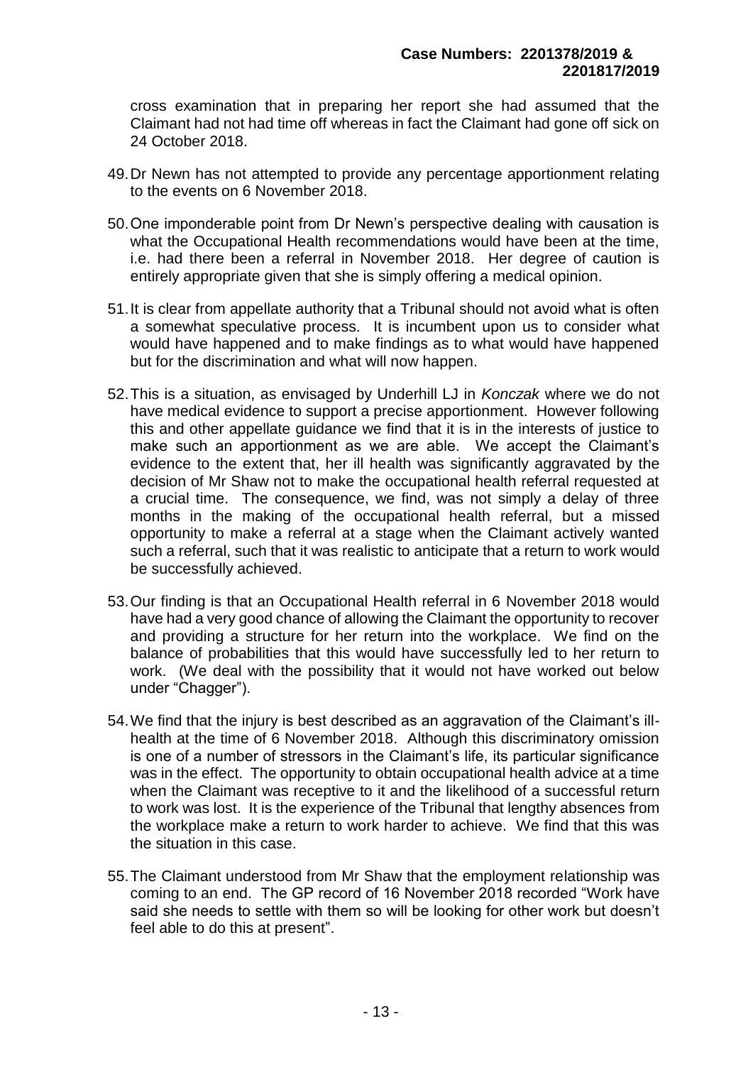cross examination that in preparing her report she had assumed that the Claimant had not had time off whereas in fact the Claimant had gone off sick on 24 October 2018.

49. Dr Newn has not attempted to provide any percentage apportionment relating to the events on 6 November 2018.

50. One imponderable point from Dr Newn's perspective dealing with causation is what the Occupational Health recommendations would have been at the time, i.e. had there been a referral in November 2018. Her degree of caution is entirely appropriate given that she is simply offering a medical opinion.

51. It is clear from appellate authority that a Tribunal should not avoid what is often a somewhat speculative process. It is incumbent upon us to consider what would have happened and to make findings as to what would have happened but for the discrimination and what will now happen.

52. This is a situation, as envisaged by Underhill LJ in *Konczak* where we do not have medical evidence to support a precise apportionment. However following this and other appellate guidance we find that it is in the interests of justice to make such an apportionment as we are able. We accept the Claimant's evidence to the extent that, her ill health was significantly aggravated by the decision of Mr Shaw not to make the occupational health referral requested at a crucial time. The consequence, we find, was not simply a delay of three months in the making of the occupational health referral, but a missed opportunity to make a referral at a stage when the Claimant actively wanted such a referral, such that it was realistic to anticipate that a return to work would be successfully achieved.

53. Our finding is that an Occupational Health referral in 6 November 2018 would have had a very good chance of allowing the Claimant the opportunity to recover and providing a structure for her return into the workplace. We find on the balance of probabilities that this would have successfully led to her return to work. (We deal with the possibility that it would not have worked out below under "Chagger").

54. We find that the injury is best described as an aggravation of the Claimant's ill-health at the time of 6 November 2018. Although this discriminatory omission is one of a number of stressors in the Claimant's life, its particular significance was in the effect. The opportunity to obtain occupational health advice at a time when the Claimant was receptive to it and the likelihood of a successful return to work was lost. It is the experience of the Tribunal that lengthy absences from the workplace make a return to work harder to achieve. We find that this was the situation in this case.

55. The Claimant understood from Mr Shaw that the employment relationship was coming to an end. The GP record of 16 November 2018 recorded "Work have said she needs to settle with them so will be looking for other work but doesn't feel able to do this at present".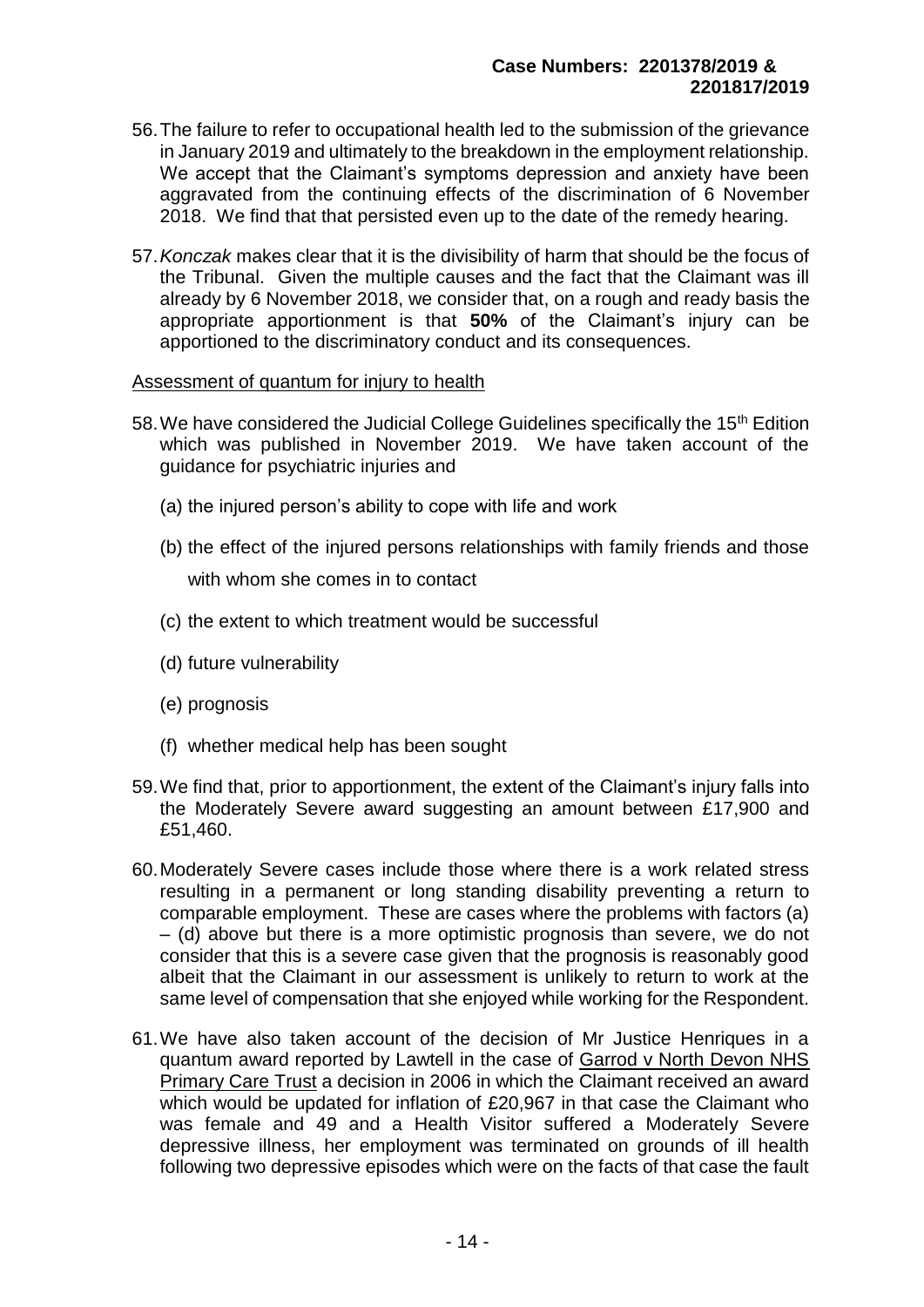56. The failure to refer to occupational health led to the submission of the grievance in January 2019 and ultimately to the breakdown in the employment relationship. We accept that the Claimant's symptoms depression and anxiety have been aggravated from the continuing effects of the discrimination of 6 November 2018. We find that that persisted even up to the date of the remedy hearing.

57. *Konczak* makes clear that it is the divisibility of harm that should be the focus of the Tribunal. Given the multiple causes and the fact that the Claimant was ill already by 6 November 2018, we consider that, on a rough and ready basis the appropriate apportionment is that **50%** of the Claimant's injury can be apportioned to the discriminatory conduct and its consequences.

Assessment of quantum for injury to health

58. We have considered the Judicial College Guidelines specifically the 15th Edition which was published in November 2019. We have taken account of the guidance for psychiatric injuries and

    (a) the injured person's ability to cope with life and work

    (b) the effect of the injured persons relationships with family friends and those with whom she comes in to contact

    (c) the extent to which treatment would be successful

    (d) future vulnerability

    (e) prognosis

    (f) whether medical help has been sought

59. We find that, prior to apportionment, the extent of the Claimant's injury falls into the Moderately Severe award suggesting an amount between £17,900 and £51,460.

60. Moderately Severe cases include those where there is a work related stress resulting in a permanent or long standing disability preventing a return to comparable employment. These are cases where the problems with factors (a) – (d) above but there is a more optimistic prognosis than severe, we do not consider that this is a severe case given that the prognosis is reasonably good albeit that the Claimant in our assessment is unlikely to return to work at the same level of compensation that she enjoyed while working for the Respondent.

61. We have also taken account of the decision of Mr Justice Henriques in a quantum award reported by Lawtell in the case of Garrod v North Devon NHS Primary Care Trust a decision in 2006 in which the Claimant received an award which would be updated for inflation of £20,967 in that case the Claimant who was female and 49 and a Health Visitor suffered a Moderately Severe depressive illness, her employment was terminated on grounds of ill health following two depressive episodes which were on the facts of that case the fault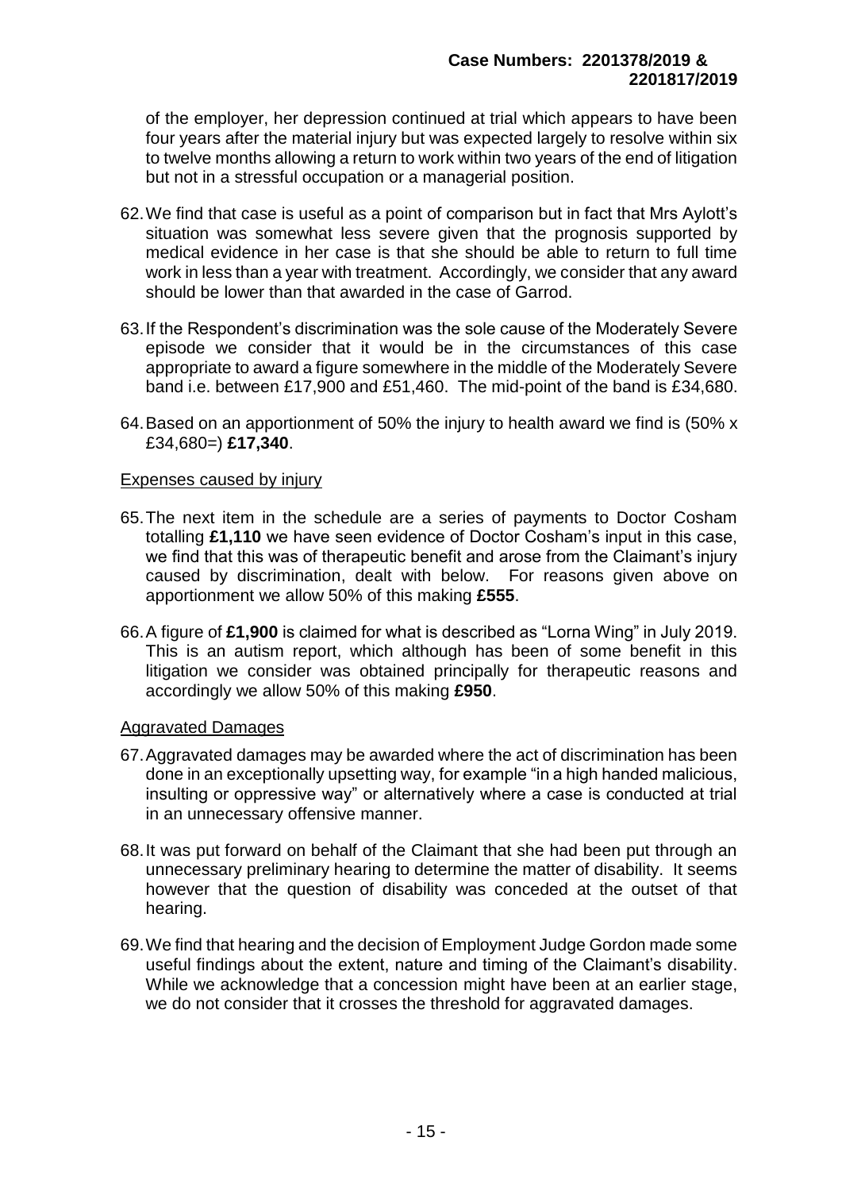of the employer, her depression continued at trial which appears to have been four years after the material injury but was expected largely to resolve within six to twelve months allowing a return to work within two years of the end of litigation but not in a stressful occupation or a managerial position.

62. We find that case is useful as a point of comparison but in fact that Mrs Aylott's situation was somewhat less severe given that the prognosis supported by medical evidence in her case is that she should be able to return to full time work in less than a year with treatment. Accordingly, we consider that any award should be lower than that awarded in the case of Garrod.

63. If the Respondent's discrimination was the sole cause of the Moderately Severe episode we consider that it would be in the circumstances of this case appropriate to award a figure somewhere in the middle of the Moderately Severe band i.e. between £17,900 and £51,460. The mid-point of the band is £34,680.

64. Based on an apportionment of 50% the injury to health award we find is (50% x £34,680=) **£17,340**.

<u>Expenses caused by injury</u>

65. The next item in the schedule are a series of payments to Doctor Cosham totalling **£1,110** we have seen evidence of Doctor Cosham's input in this case, we find that this was of therapeutic benefit and arose from the Claimant's injury caused by discrimination, dealt with below. For reasons given above on apportionment we allow 50% of this making **£555**.

66. A figure of **£1,900** is claimed for what is described as "Lorna Wing" in July 2019. This is an autism report, which although has been of some benefit in this litigation we consider was obtained principally for therapeutic reasons and accordingly we allow 50% of this making **£950**.

<u>Aggravated Damages</u>

67. Aggravated damages may be awarded where the act of discrimination has been done in an exceptionally upsetting way, for example "in a high handed malicious, insulting or oppressive way" or alternatively where a case is conducted at trial in an unnecessary offensive manner.

68. It was put forward on behalf of the Claimant that she had been put through an unnecessary preliminary hearing to determine the matter of disability. It seems however that the question of disability was conceded at the outset of that hearing.

69. We find that hearing and the decision of Employment Judge Gordon made some useful findings about the extent, nature and timing of the Claimant's disability. While we acknowledge that a concession might have been at an earlier stage, we do not consider that it crosses the threshold for aggravated damages.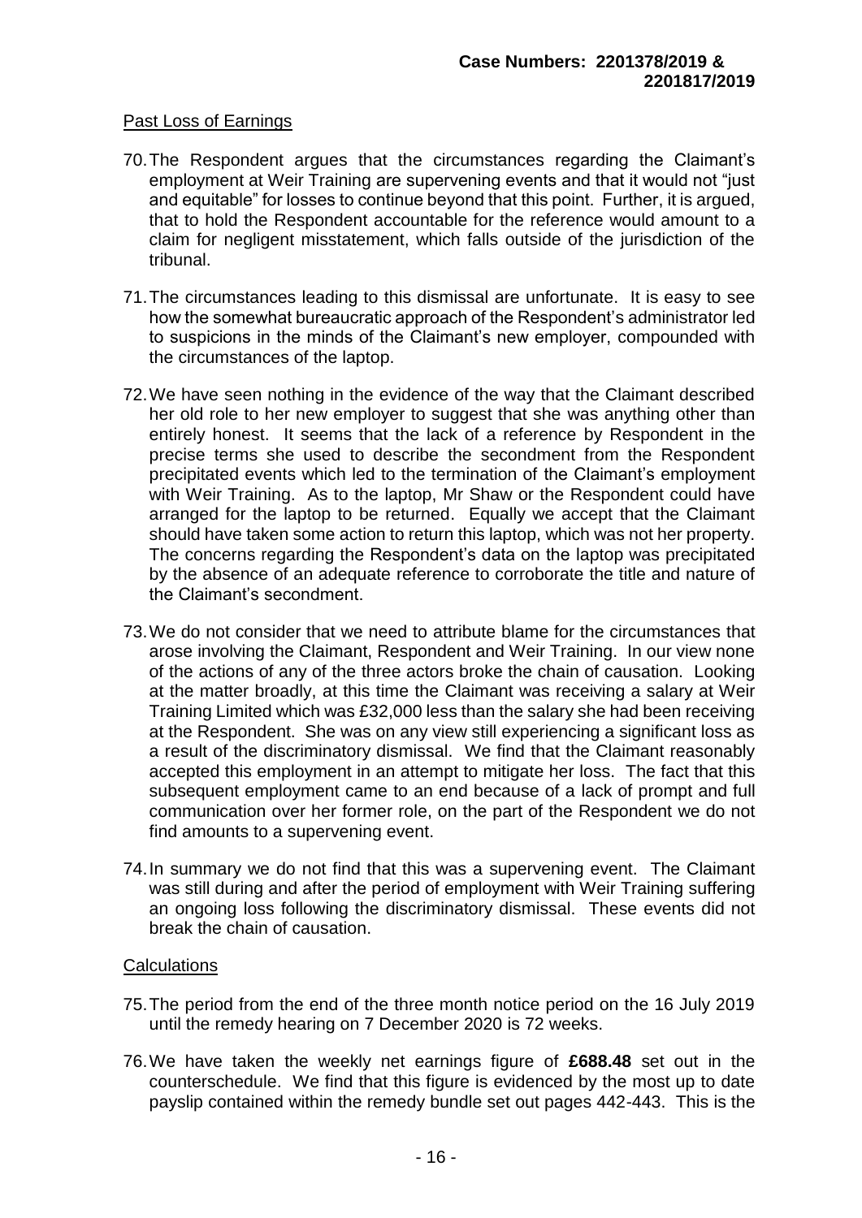## Past Loss of Earnings

70. The Respondent argues that the circumstances regarding the Claimant's employment at Weir Training are supervening events and that it would not "just and equitable" for losses to continue beyond that this point. Further, it is argued, that to hold the Respondent accountable for the reference would amount to a claim for negligent misstatement, which falls outside of the jurisdiction of the tribunal.

71. The circumstances leading to this dismissal are unfortunate. It is easy to see how the somewhat bureaucratic approach of the Respondent's administrator led to suspicions in the minds of the Claimant's new employer, compounded with the circumstances of the laptop.

72. We have seen nothing in the evidence of the way that the Claimant described her old role to her new employer to suggest that she was anything other than entirely honest. It seems that the lack of a reference by Respondent in the precise terms she used to describe the secondment from the Respondent precipitated events which led to the termination of the Claimant's employment with Weir Training. As to the laptop, Mr Shaw or the Respondent could have arranged for the laptop to be returned. Equally we accept that the Claimant should have taken some action to return this laptop, which was not her property. The concerns regarding the Respondent's data on the laptop was precipitated by the absence of an adequate reference to corroborate the title and nature of the Claimant's secondment.

73. We do not consider that we need to attribute blame for the circumstances that arose involving the Claimant, Respondent and Weir Training. In our view none of the actions of any of the three actors broke the chain of causation. Looking at the matter broadly, at this time the Claimant was receiving a salary at Weir Training Limited which was £32,000 less than the salary she had been receiving at the Respondent. She was on any view still experiencing a significant loss as a result of the discriminatory dismissal. We find that the Claimant reasonably accepted this employment in an attempt to mitigate her loss. The fact that this subsequent employment came to an end because of a lack of prompt and full communication over her former role, on the part of the Respondent we do not find amounts to a supervening event.

74. In summary we do not find that this was a supervening event. The Claimant was still during and after the period of employment with Weir Training suffering an ongoing loss following the discriminatory dismissal. These events did not break the chain of causation.

## Calculations

75. The period from the end of the three month notice period on the 16 July 2019 until the remedy hearing on 7 December 2020 is 72 weeks.

76. We have taken the weekly net earnings figure of **£688.48** set out in the counterschedule. We find that this figure is evidenced by the most up to date payslip contained within the remedy bundle set out pages 442-443. This is the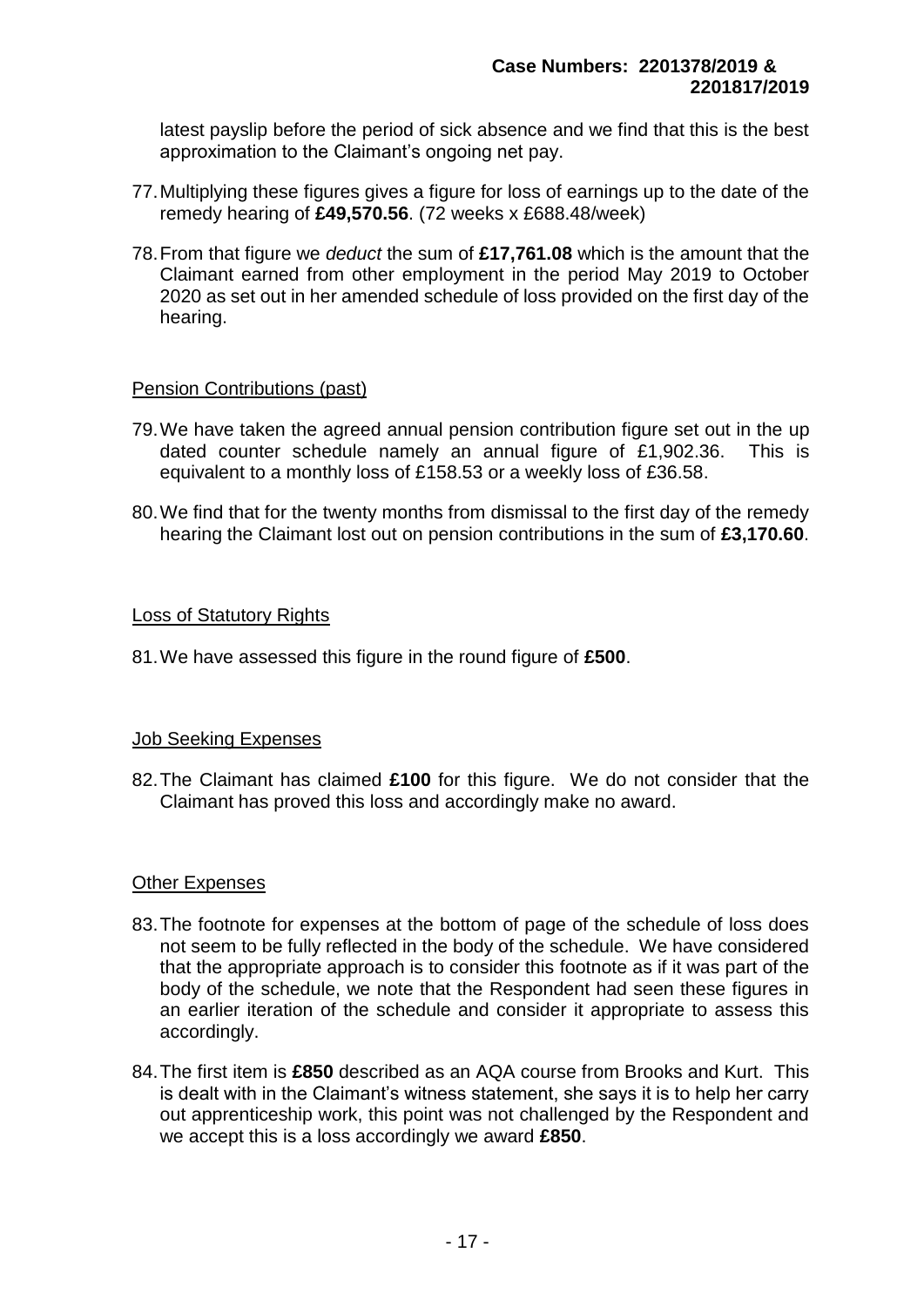latest payslip before the period of sick absence and we find that this is the best approximation to the Claimant's ongoing net pay.

77. Multiplying these figures gives a figure for loss of earnings up to the date of the remedy hearing of **£49,570.56**. (72 weeks x £688.48/week)

78. From that figure we *deduct* the sum of **£17,761.08** which is the amount that the Claimant earned from other employment in the period May 2019 to October 2020 as set out in her amended schedule of loss provided on the first day of the hearing.

<u>Pension Contributions (past)</u>

79. We have taken the agreed annual pension contribution figure set out in the up dated counter schedule namely an annual figure of £1,902.36. This is equivalent to a monthly loss of £158.53 or a weekly loss of £36.58.

80. We find that for the twenty months from dismissal to the first day of the remedy hearing the Claimant lost out on pension contributions in the sum of **£3,170.60**.

<u>Loss of Statutory Rights</u>

81. We have assessed this figure in the round figure of **£500**.

<u>Job Seeking Expenses</u>

82. The Claimant has claimed **£100** for this figure. We do not consider that the Claimant has proved this loss and accordingly make no award.

<u>Other Expenses</u>

83. The footnote for expenses at the bottom of page of the schedule of loss does not seem to be fully reflected in the body of the schedule. We have considered that the appropriate approach is to consider this footnote as if it was part of the body of the schedule, we note that the Respondent had seen these figures in an earlier iteration of the schedule and consider it appropriate to assess this accordingly.

84. The first item is **£850** described as an AQA course from Brooks and Kurt. This is dealt with in the Claimant's witness statement, she says it is to help her carry out apprenticeship work, this point was not challenged by the Respondent and we accept this is a loss accordingly we award **£850**.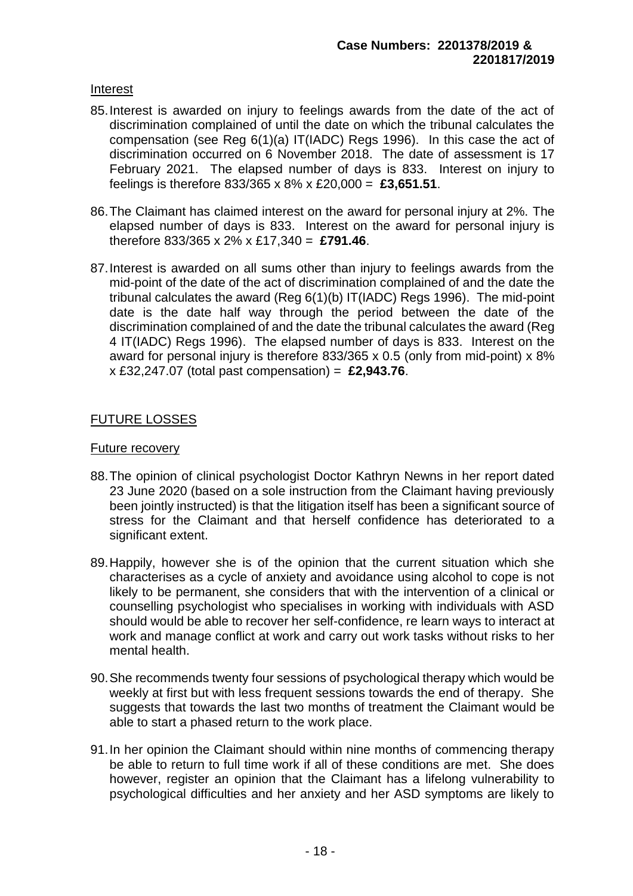Interest

85. Interest is awarded on injury to feelings awards from the date of the act of discrimination complained of until the date on which the tribunal calculates the compensation (see Reg 6(1)(a) IT(IADC) Regs 1996). In this case the act of discrimination occurred on 6 November 2018. The date of assessment is 17 February 2021. The elapsed number of days is 833. Interest on injury to feelings is therefore 833/365 x 8% x £20,000 = **£3,651.51**.

86. The Claimant has claimed interest on the award for personal injury at 2%. The elapsed number of days is 833. Interest on the award for personal injury is therefore 833/365 x 2% x £17,340 = **£791.46**.

87. Interest is awarded on all sums other than injury to feelings awards from the mid-point of the date of the act of discrimination complained of and the date the tribunal calculates the award (Reg 6(1)(b) IT(IADC) Regs 1996). The mid-point date is the date half way through the period between the date of the discrimination complained of and the date the tribunal calculates the award (Reg 4 IT(IADC) Regs 1996). The elapsed number of days is 833. Interest on the award for personal injury is therefore 833/365 x 0.5 (only from mid-point) x 8% x £32,247.07 (total past compensation) = **£2,943.76**.

FUTURE LOSSES

Future recovery

88. The opinion of clinical psychologist Doctor Kathryn Newns in her report dated 23 June 2020 (based on a sole instruction from the Claimant having previously been jointly instructed) is that the litigation itself has been a significant source of stress for the Claimant and that herself confidence has deteriorated to a significant extent.

89. Happily, however she is of the opinion that the current situation which she characterises as a cycle of anxiety and avoidance using alcohol to cope is not likely to be permanent, she considers that with the intervention of a clinical or counselling psychologist who specialises in working with individuals with ASD should would be able to recover her self-confidence, re learn ways to interact at work and manage conflict at work and carry out work tasks without risks to her mental health.

90. She recommends twenty four sessions of psychological therapy which would be weekly at first but with less frequent sessions towards the end of therapy. She suggests that towards the last two months of treatment the Claimant would be able to start a phased return to the work place.

91. In her opinion the Claimant should within nine months of commencing therapy be able to return to full time work if all of these conditions are met. She does however, register an opinion that the Claimant has a lifelong vulnerability to psychological difficulties and her anxiety and her ASD symptoms are likely to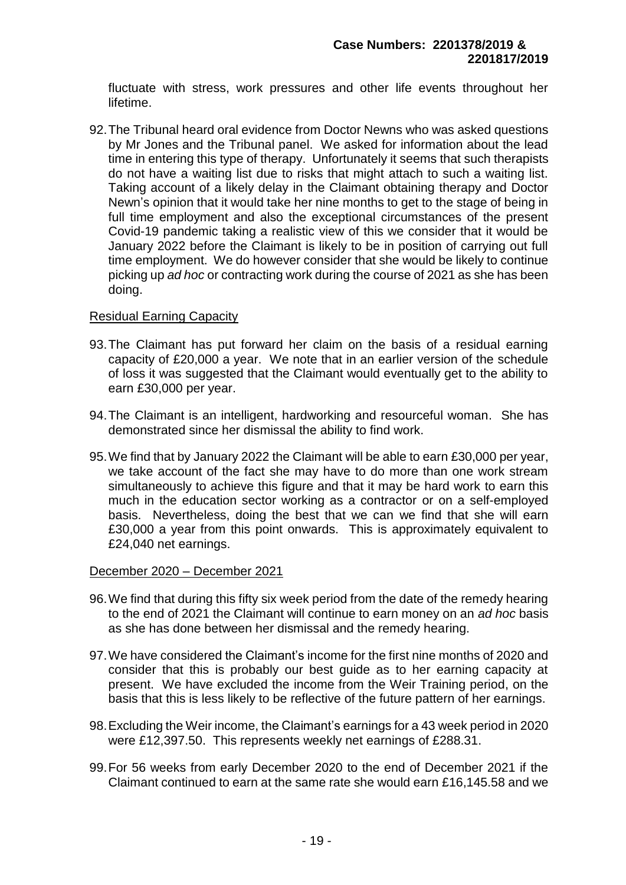fluctuate with stress, work pressures and other life events throughout her lifetime.

92. The Tribunal heard oral evidence from Doctor Newns who was asked questions by Mr Jones and the Tribunal panel. We asked for information about the lead time in entering this type of therapy. Unfortunately it seems that such therapists do not have a waiting list due to risks that might attach to such a waiting list. Taking account of a likely delay in the Claimant obtaining therapy and Doctor Newn's opinion that it would take her nine months to get to the stage of being in full time employment and also the exceptional circumstances of the present Covid-19 pandemic taking a realistic view of this we consider that it would be January 2022 before the Claimant is likely to be in position of carrying out full time employment. We do however consider that she would be likely to continue picking up *ad hoc* or contracting work during the course of 2021 as she has been doing.

<u>Residual Earning Capacity</u>

93. The Claimant has put forward her claim on the basis of a residual earning capacity of £20,000 a year. We note that in an earlier version of the schedule of loss it was suggested that the Claimant would eventually get to the ability to earn £30,000 per year.

94. The Claimant is an intelligent, hardworking and resourceful woman. She has demonstrated since her dismissal the ability to find work.

95. We find that by January 2022 the Claimant will be able to earn £30,000 per year, we take account of the fact she may have to do more than one work stream simultaneously to achieve this figure and that it may be hard work to earn this much in the education sector working as a contractor or on a self-employed basis. Nevertheless, doing the best that we can we find that she will earn £30,000 a year from this point onwards. This is approximately equivalent to £24,040 net earnings.

<u>December 2020 – December 2021</u>

96. We find that during this fifty six week period from the date of the remedy hearing to the end of 2021 the Claimant will continue to earn money on an *ad hoc* basis as she has done between her dismissal and the remedy hearing.

97. We have considered the Claimant's income for the first nine months of 2020 and consider that this is probably our best guide as to her earning capacity at present. We have excluded the income from the Weir Training period, on the basis that this is less likely to be reflective of the future pattern of her earnings.

98. Excluding the Weir income, the Claimant's earnings for a 43 week period in 2020 were £12,397.50. This represents weekly net earnings of £288.31.

99. For 56 weeks from early December 2020 to the end of December 2021 if the Claimant continued to earn at the same rate she would earn £16,145.58 and we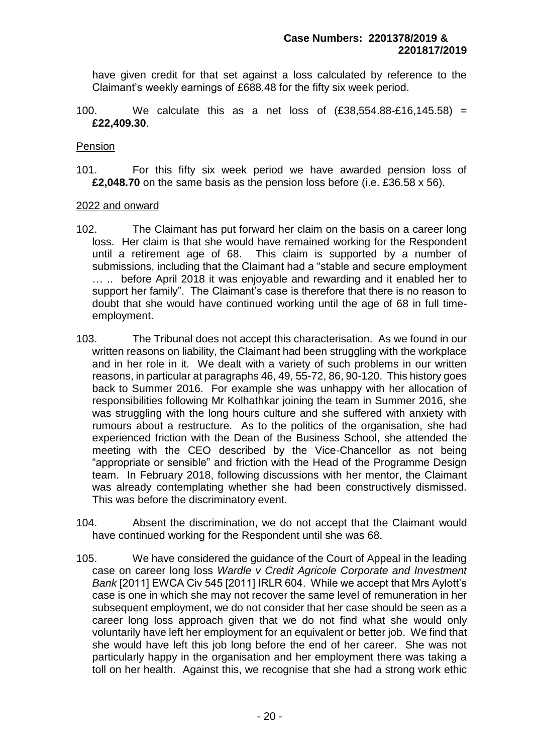have given credit for that set against a loss calculated by reference to the Claimant's weekly earnings of £688.48 for the fifty six week period.

100. We calculate this as a net loss of (£38,554.88-£16,145.58) = **£22,409.30**.

<u>Pension</u>

101. For this fifty six week period we have awarded pension loss of **£2,048.70** on the same basis as the pension loss before (i.e. £36.58 x 56).

<u>2022 and onward</u>

102. The Claimant has put forward her claim on the basis on a career long loss. Her claim is that she would have remained working for the Respondent until a retirement age of 68. This claim is supported by a number of submissions, including that the Claimant had a "stable and secure employment … .. before April 2018 it was enjoyable and rewarding and it enabled her to support her family". The Claimant's case is therefore that there is no reason to doubt that she would have continued working until the age of 68 in full time-employment.

103. The Tribunal does not accept this characterisation. As we found in our written reasons on liability, the Claimant had been struggling with the workplace and in her role in it. We dealt with a variety of such problems in our written reasons, in particular at paragraphs 46, 49, 55-72, 86, 90-120. This history goes back to Summer 2016. For example she was unhappy with her allocation of responsibilities following Mr Kolhathkar joining the team in Summer 2016, she was struggling with the long hours culture and she suffered with anxiety with rumours about a restructure. As to the politics of the organisation, she had experienced friction with the Dean of the Business School, she attended the meeting with the CEO described by the Vice-Chancellor as not being "appropriate or sensible" and friction with the Head of the Programme Design team. In February 2018, following discussions with her mentor, the Claimant was already contemplating whether she had been constructively dismissed. This was before the discriminatory event.

104. Absent the discrimination, we do not accept that the Claimant would have continued working for the Respondent until she was 68.

105. We have considered the guidance of the Court of Appeal in the leading case on career long loss *Wardle v Credit Agricole Corporate and Investment Bank* [2011] EWCA Civ 545 [2011] IRLR 604. While we accept that Mrs Aylott's case is one in which she may not recover the same level of remuneration in her subsequent employment, we do not consider that her case should be seen as a career long loss approach given that we do not find what she would only voluntarily have left her employment for an equivalent or better job. We find that she would have left this job long before the end of her career. She was not particularly happy in the organisation and her employment there was taking a toll on her health. Against this, we recognise that she had a strong work ethic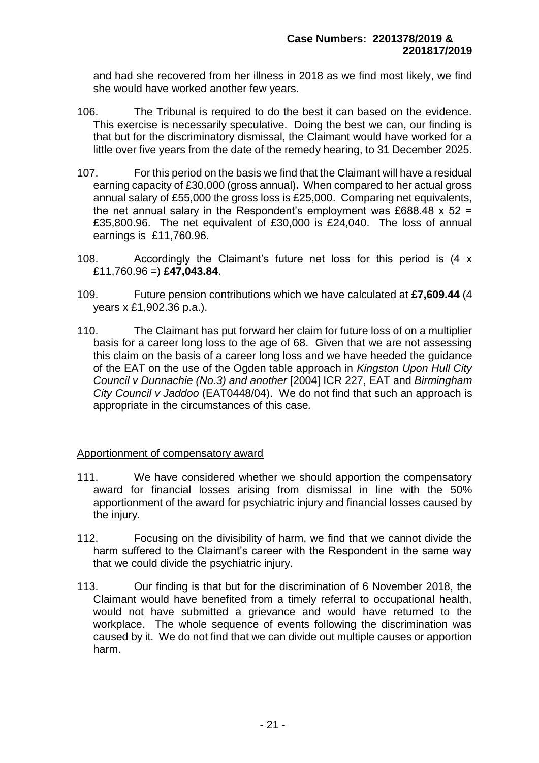and had she recovered from her illness in 2018 as we find most likely, we find she would have worked another few years.

106. The Tribunal is required to do the best it can based on the evidence. This exercise is necessarily speculative. Doing the best we can, our finding is that but for the discriminatory dismissal, the Claimant would have worked for a little over five years from the date of the remedy hearing, to 31 December 2025.

107. For this period on the basis we find that the Claimant will have a residual earning capacity of £30,000 (gross annual)**.** When compared to her actual gross annual salary of £55,000 the gross loss is £25,000. Comparing net equivalents, the net annual salary in the Respondent's employment was £688.48 x 52 = £35,800.96. The net equivalent of £30,000 is £24,040. The loss of annual earnings is £11,760.96.

108. Accordingly the Claimant's future net loss for this period is (4 x £11,760.96 =) **£47,043.84**.

109. Future pension contributions which we have calculated at **£7,609.44** (4 years x £1,902.36 p.a.).

110. The Claimant has put forward her claim for future loss of on a multiplier basis for a career long loss to the age of 68. Given that we are not assessing this claim on the basis of a career long loss and we have heeded the guidance of the EAT on the use of the Ogden table approach in *Kingston Upon Hull City Council v Dunnachie (No.3) and another* [2004] ICR 227, EAT and *Birmingham City Council v Jaddoo* (EAT0448/04). We do not find that such an approach is appropriate in the circumstances of this case*.*

## Apportionment of compensatory award

111. We have considered whether we should apportion the compensatory award for financial losses arising from dismissal in line with the 50% apportionment of the award for psychiatric injury and financial losses caused by the injury.

112. Focusing on the divisibility of harm, we find that we cannot divide the harm suffered to the Claimant's career with the Respondent in the same way that we could divide the psychiatric injury.

113. Our finding is that but for the discrimination of 6 November 2018, the Claimant would have benefited from a timely referral to occupational health, would not have submitted a grievance and would have returned to the workplace. The whole sequence of events following the discrimination was caused by it. We do not find that we can divide out multiple causes or apportion harm.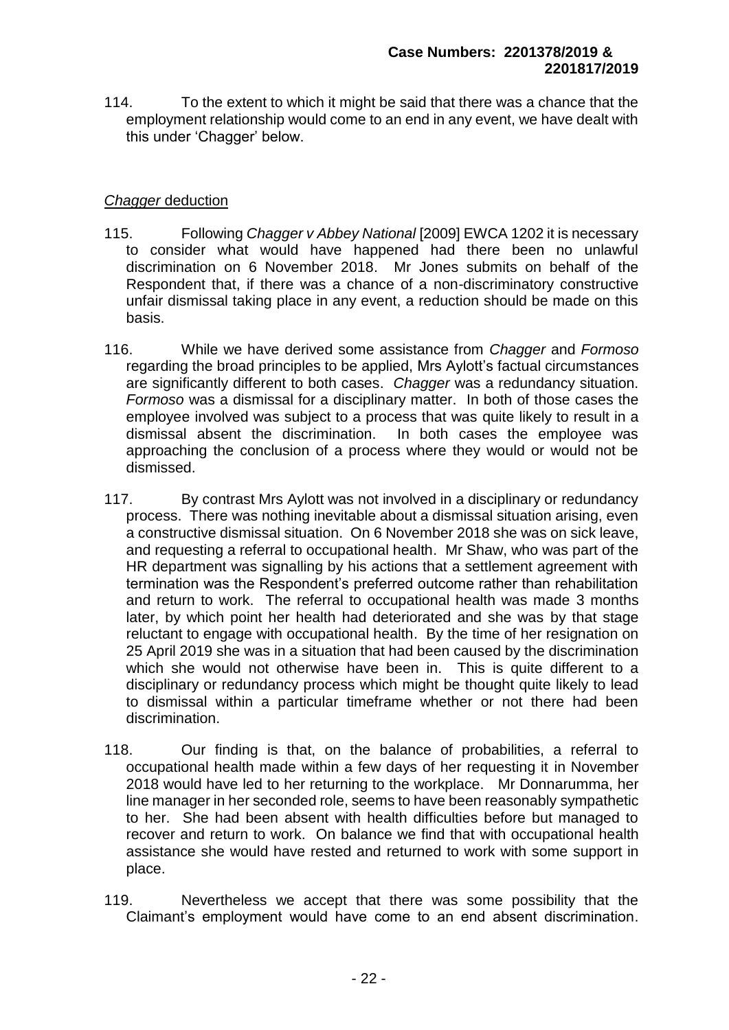114. To the extent to which it might be said that there was a chance that the employment relationship would come to an end in any event, we have dealt with this under 'Chagger' below.

*Chagger* deduction

115. Following *Chagger v Abbey National* [2009] EWCA 1202 it is necessary to consider what would have happened had there been no unlawful discrimination on 6 November 2018. Mr Jones submits on behalf of the Respondent that, if there was a chance of a non-discriminatory constructive unfair dismissal taking place in any event, a reduction should be made on this basis.

116. While we have derived some assistance from *Chagger* and *Formoso* regarding the broad principles to be applied, Mrs Aylott's factual circumstances are significantly different to both cases. *Chagger* was a redundancy situation. *Formoso* was a dismissal for a disciplinary matter. In both of those cases the employee involved was subject to a process that was quite likely to result in a dismissal absent the discrimination. In both cases the employee was approaching the conclusion of a process where they would or would not be dismissed.

117. By contrast Mrs Aylott was not involved in a disciplinary or redundancy process. There was nothing inevitable about a dismissal situation arising, even a constructive dismissal situation. On 6 November 2018 she was on sick leave, and requesting a referral to occupational health. Mr Shaw, who was part of the HR department was signalling by his actions that a settlement agreement with termination was the Respondent's preferred outcome rather than rehabilitation and return to work. The referral to occupational health was made 3 months later, by which point her health had deteriorated and she was by that stage reluctant to engage with occupational health. By the time of her resignation on 25 April 2019 she was in a situation that had been caused by the discrimination which she would not otherwise have been in. This is quite different to a disciplinary or redundancy process which might be thought quite likely to lead to dismissal within a particular timeframe whether or not there had been discrimination.

118. Our finding is that, on the balance of probabilities, a referral to occupational health made within a few days of her requesting it in November 2018 would have led to her returning to the workplace. Mr Donnarumma, her line manager in her seconded role, seems to have been reasonably sympathetic to her. She had been absent with health difficulties before but managed to recover and return to work. On balance we find that with occupational health assistance she would have rested and returned to work with some support in place.

119. Nevertheless we accept that there was some possibility that the Claimant's employment would have come to an end absent discrimination.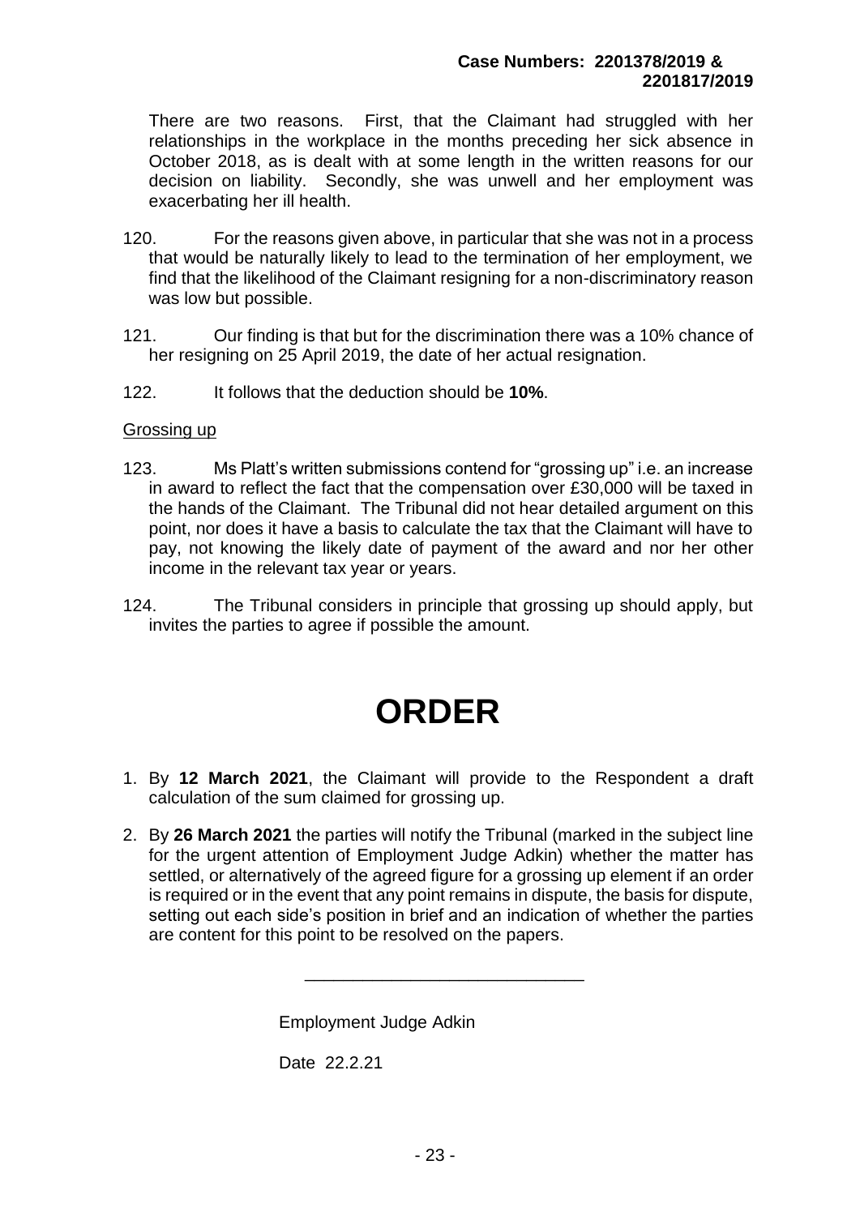There are two reasons. First, that the Claimant had struggled with her relationships in the workplace in the months preceding her sick absence in October 2018, as is dealt with at some length in the written reasons for our decision on liability. Secondly, she was unwell and her employment was exacerbating her ill health.

120. For the reasons given above, in particular that she was not in a process that would be naturally likely to lead to the termination of her employment, we find that the likelihood of the Claimant resigning for a non-discriminatory reason was low but possible.

121. Our finding is that but for the discrimination there was a 10% chance of her resigning on 25 April 2019, the date of her actual resignation.

122. It follows that the deduction should be **10%**.

Grossing up

123. Ms Platt's written submissions contend for "grossing up" i.e. an increase in award to reflect the fact that the compensation over £30,000 will be taxed in the hands of the Claimant. The Tribunal did not hear detailed argument on this point, nor does it have a basis to calculate the tax that the Claimant will have to pay, not knowing the likely date of payment of the award and nor her other income in the relevant tax year or years.

124. The Tribunal considers in principle that grossing up should apply, but invites the parties to agree if possible the amount.

# ORDER

1. By **12 March 2021**, the Claimant will provide to the Respondent a draft calculation of the sum claimed for grossing up.

2. By **26 March 2021** the parties will notify the Tribunal (marked in the subject line for the urgent attention of Employment Judge Adkin) whether the matter has settled, or alternatively of the agreed figure for a grossing up element if an order is required or in the event that any point remains in dispute, the basis for dispute, setting out each side's position in brief and an indication of whether the parties are content for this point to be resolved on the papers.

\_\_\_\_\_\_\_\_\_\_\_\_\_\_\_\_\_\_\_\_\_\_\_\_\_\_\_\_\_\_

Employment Judge Adkin

Date 22.2.21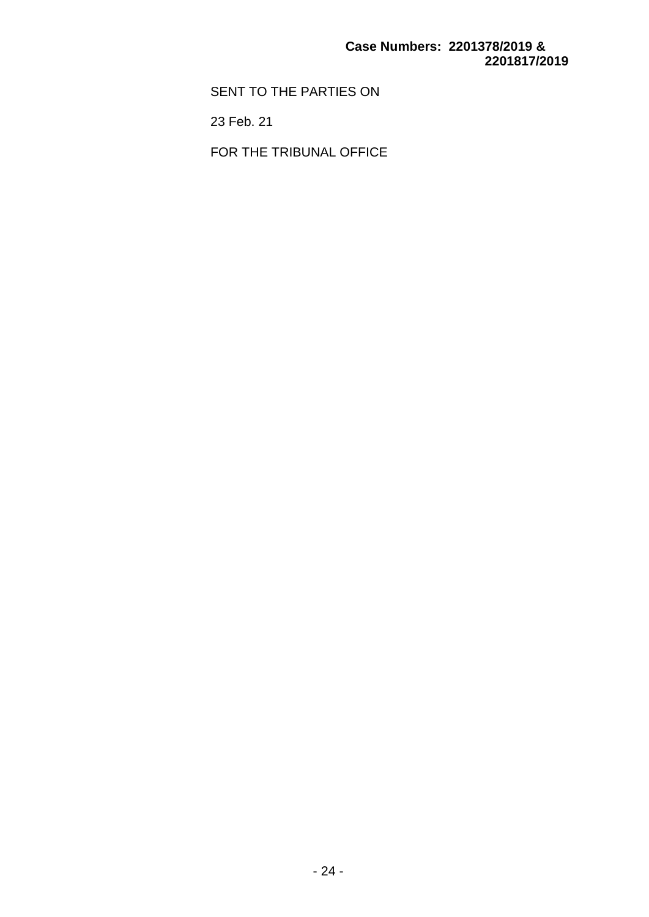**Case Numbers: 2201378/2019 & 2201817/2019**

SENT TO THE PARTIES ON

23 Feb. 21

FOR THE TRIBUNAL OFFICE